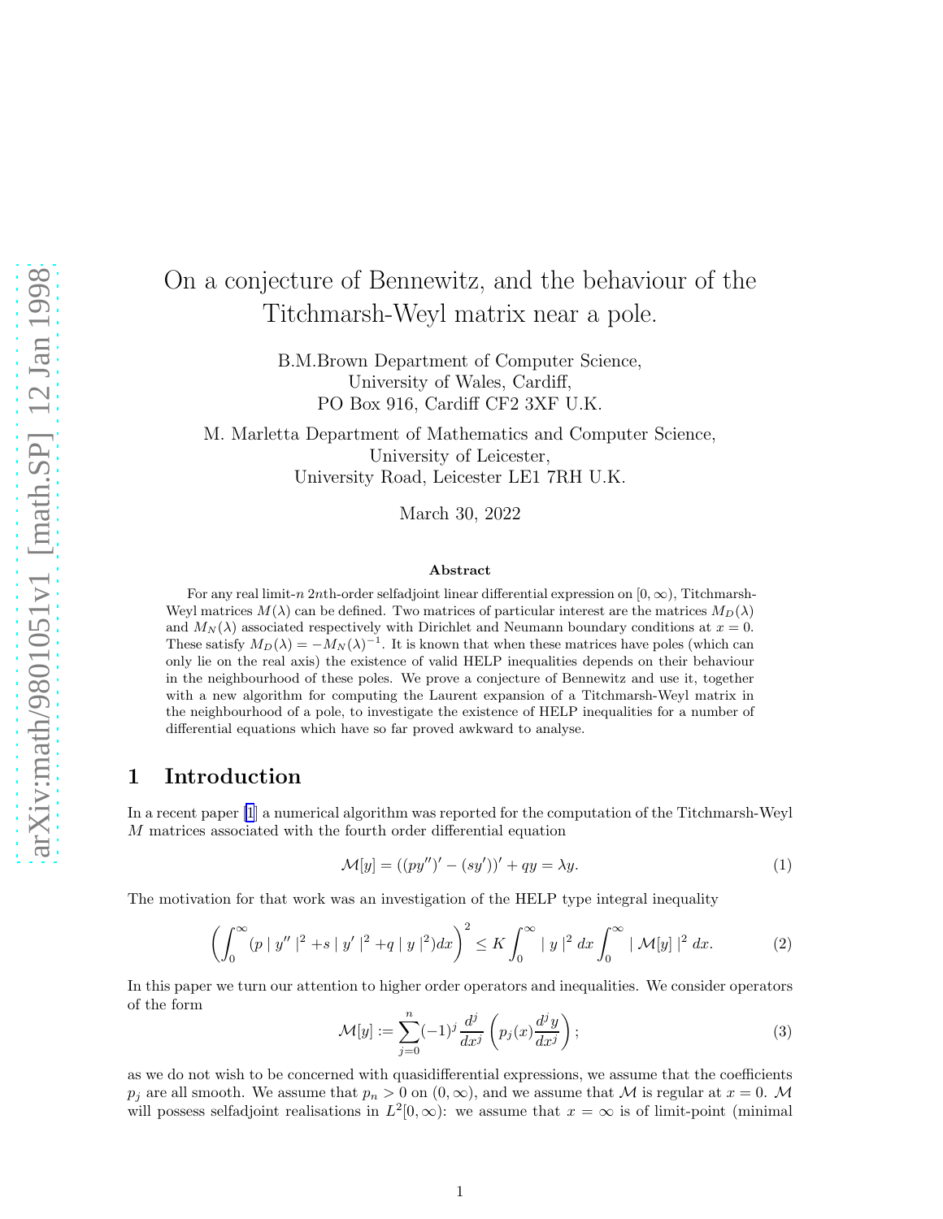# On a conjecture of Bennewitz, and the behaviour of the Titchmarsh-Weyl matrix near a pole.

B.M.Brown Department of Computer Science,
University of Wales, Cardiff,
PO Box 916, Cardiff CF2 3XF U.K.

M. Marletta Department of Mathematics and Computer Science,
University of Leicester,
University Road, Leicester LE1 7RH U.K.

March 30, 2022

### Abstract

For any real limit-$n$ $2n$th-order selfadjoint linear differential expression on $[0,\infty)$, Titchmarsh-Weyl matrices $M(\lambda)$ can be defined. Two matrices of particular interest are the matrices $M_D(\lambda)$ and $M_N(\lambda)$ associated respectively with Dirichlet and Neumann boundary conditions at $x=0$. These satisfy $M_D(\lambda) = -M_N(\lambda)^{-1}$. It is known that when these matrices have poles (which can only lie on the real axis) the existence of valid HELP inequalities depends on their behaviour in the neighbourhood of these poles. We prove a conjecture of Bennewitz and use it, together with a new algorithm for computing the Laurent expansion of a Titchmarsh-Weyl matrix in the neighbourhood of a pole, to investigate the existence of HELP inequalities for a number of differential equations which have so far proved awkward to analyse.

## 1 Introduction

In a recent paper [1] a numerical algorithm was reported for the computation of the Titchmarsh-Weyl $M$ matrices associated with the fourth order differential equation

$$\mathcal{M}[y] = ((py'')' - (sy'))' + qy = \lambda y. \tag{1}$$

The motivation for that work was an investigation of the HELP type integral inequality

$$\left(\int_0^\infty (p \mid y'' \mid^2 + s \mid y' \mid^2 + q \mid y \mid^2) dx\right)^2 \leq K \int_0^\infty \mid y \mid^2 dx \int_0^\infty \mid \mathcal{M}[y] \mid^2 dx. \tag{2}$$

In this paper we turn our attention to higher order operators and inequalities. We consider operators of the form

$$\mathcal{M}[y] := \sum_{j=0}^{n} (-1)^j \frac{d^j}{dx^j}\left(p_j(x)\frac{d^j y}{dx^j}\right); \tag{3}$$

as we do not wish to be concerned with quasidifferential expressions, we assume that the coefficients $p_j$ are all smooth. We assume that $p_n > 0$ on $(0,\infty)$, and we assume that $\mathcal{M}$ is regular at $x=0$. $\mathcal{M}$ will possess selfadjoint realisations in $L^2[0,\infty)$: we assume that $x=\infty$ is of limit-point (minimal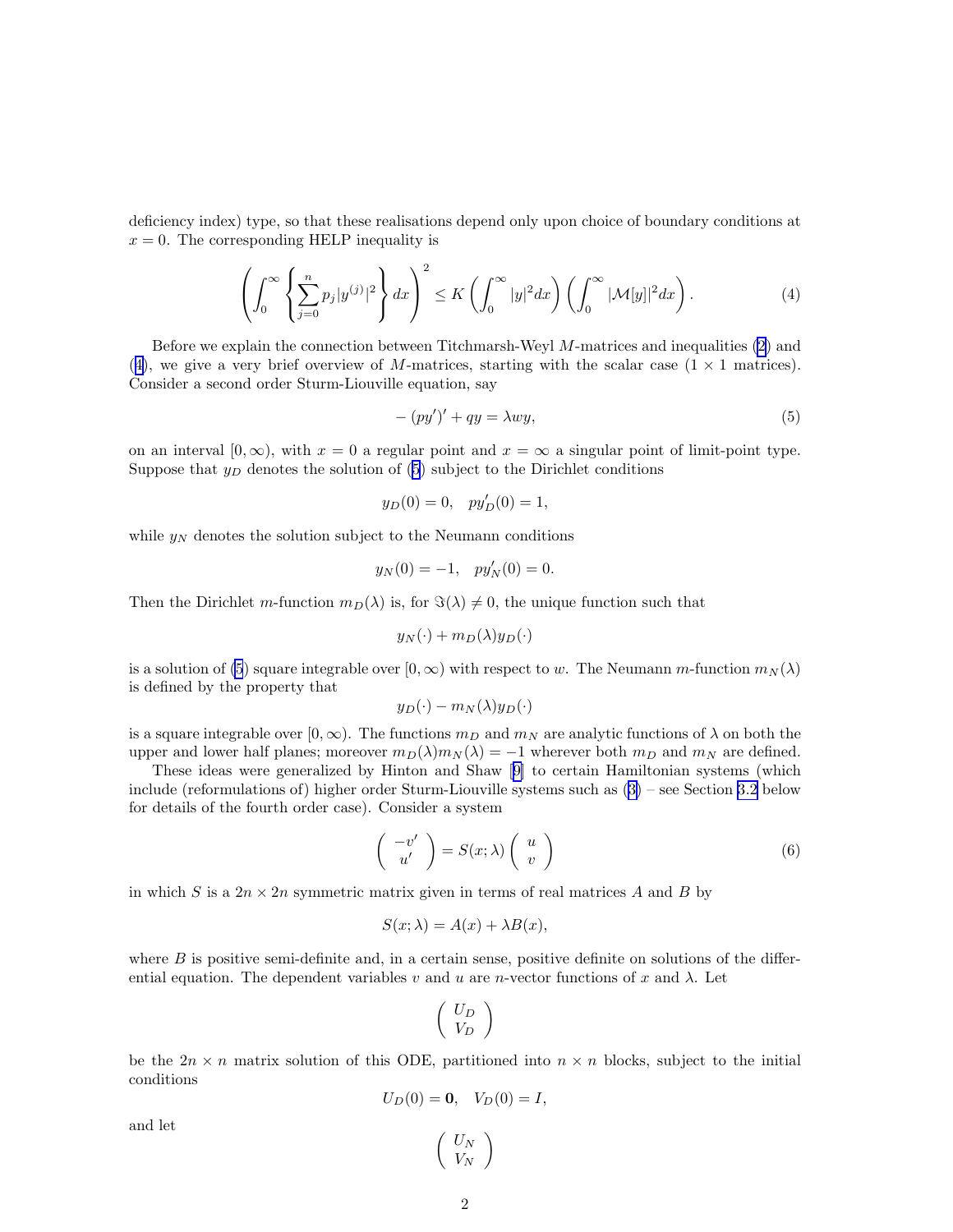deficiency index) type, so that these realisations depend only upon choice of boundary conditions at $x = 0$. The corresponding HELP inequality is

$$\left( \int_0^\infty \left\{ \sum_{j=0}^{n} p_j |y^{(j)}|^2 \right\} dx \right)^2 \leq K \left( \int_0^\infty |y|^2 dx \right) \left( \int_0^\infty |\mathcal{M}[y]|^2 dx \right). \tag{4}$$

Before we explain the connection between Titchmarsh-Weyl $M$-matrices and inequalities (2) and (4), we give a very brief overview of $M$-matrices, starting with the scalar case ($1 \times 1$ matrices). Consider a second order Sturm-Liouville equation, say

$$-(py')' + qy = \lambda w y, \tag{5}$$

on an interval $[0, \infty)$, with $x = 0$ a regular point and $x = \infty$ a singular point of limit-point type. Suppose that $y_D$ denotes the solution of (5) subject to the Dirichlet conditions

$$y_D(0) = 0, \quad py_D'(0) = 1,$$

while $y_N$ denotes the solution subject to the Neumann conditions

$$y_N(0) = -1, \quad py_N'(0) = 0.$$

Then the Dirichlet $m$-function $m_D(\lambda)$ is, for $\Im(\lambda) \neq 0$, the unique function such that

$$y_N(\cdot) + m_D(\lambda) y_D(\cdot)$$

is a solution of (5) square integrable over $[0, \infty)$ with respect to $w$. The Neumann $m$-function $m_N(\lambda)$ is defined by the property that

$$y_D(\cdot) - m_N(\lambda) y_D(\cdot)$$

is a square integrable over $[0, \infty)$. The functions $m_D$ and $m_N$ are analytic functions of $\lambda$ on both the upper and lower half planes; moreover $m_D(\lambda) m_N(\lambda) = -1$ wherever both $m_D$ and $m_N$ are defined.

These ideas were generalized by Hinton and Shaw [9] to certain Hamiltonian systems (which include (reformulations of) higher order Sturm-Liouville systems such as (3) – see Section 3.2 below for details of the fourth order case). Consider a system

$$\begin{pmatrix} -v' \\ u' \end{pmatrix} = S(x; \lambda) \begin{pmatrix} u \\ v \end{pmatrix} \tag{6}$$

in which $S$ is a $2n \times 2n$ symmetric matrix given in terms of real matrices $A$ and $B$ by

$$S(x; \lambda) = A(x) + \lambda B(x),$$

where $B$ is positive semi-definite and, in a certain sense, positive definite on solutions of the differential equation. The dependent variables $v$ and $u$ are $n$-vector functions of $x$ and $\lambda$. Let

$$\begin{pmatrix} U_D \\ V_D \end{pmatrix}$$

be the $2n \times n$ matrix solution of this ODE, partitioned into $n \times n$ blocks, subject to the initial conditions

$$U_D(0) = \mathbf{0}, \quad V_D(0) = I,$$

and let

$$\begin{pmatrix} U_N \\ V_N \end{pmatrix}$$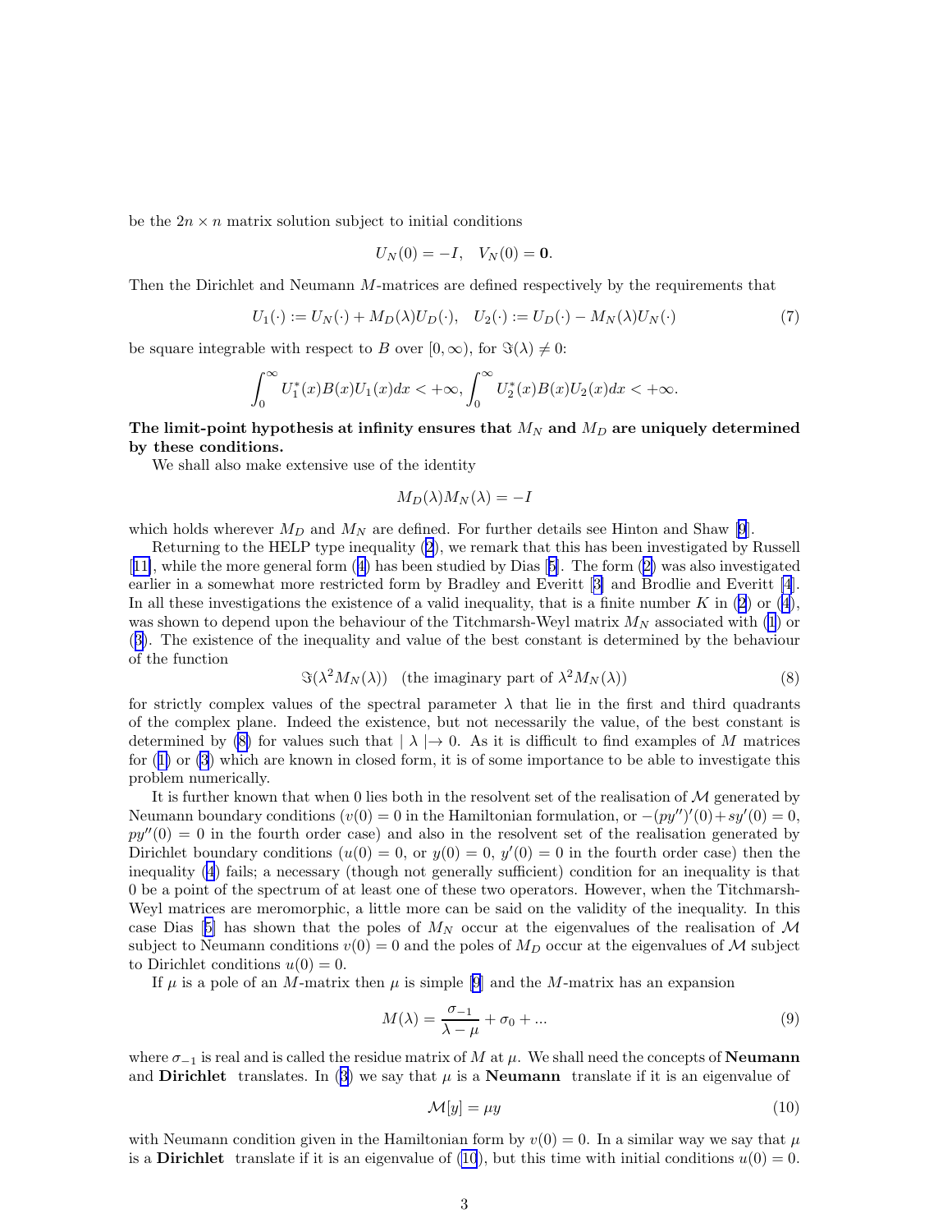be the $2n \times n$ matrix solution subject to initial conditions

$$U_N(0) = -I, \quad V_N(0) = \mathbf{0}.$$

Then the Dirichlet and Neumann $M$-matrices are defined respectively by the requirements that

$$U_1(\cdot) := U_N(\cdot) + M_D(\lambda)U_D(\cdot), \quad U_2(\cdot) := U_D(\cdot) - M_N(\lambda)U_N(\cdot) \tag{7}$$

be square integrable with respect to $B$ over $[0, \infty)$, for $\Im(\lambda) \neq 0$:

$$\int_0^\infty U_1^*(x)B(x)U_1(x)dx < +\infty, \int_0^\infty U_2^*(x)B(x)U_2(x)dx < +\infty.$$

**The limit-point hypothesis at infinity ensures that $M_N$ and $M_D$ are uniquely determined by these conditions.**

We shall also make extensive use of the identity

$$M_D(\lambda)M_N(\lambda) = -I$$

which holds wherever $M_D$ and $M_N$ are defined. For further details see Hinton and Shaw [9].

Returning to the HELP type inequality (2), we remark that this has been investigated by Russell [11], while the more general form (4) has been studied by Dias [5]. The form (2) was also investigated earlier in a somewhat more restricted form by Bradley and Everitt [3] and Brodlie and Everitt [4]. In all these investigations the existence of a valid inequality, that is a finite number $K$ in (2) or (4), was shown to depend upon the behaviour of the Titchmarsh-Weyl matrix $M_N$ associated with (1) or (3). The existence of the inequality and value of the best constant is determined by the behaviour of the function

$$\Im(\lambda^2 M_N(\lambda)) \quad \text{(the imaginary part of } \lambda^2 M_N(\lambda)) \tag{8}$$

for strictly complex values of the spectral parameter $\lambda$ that lie in the first and third quadrants of the complex plane. Indeed the existence, but not necessarily the value, of the best constant is determined by (8) for values such that $|\lambda| \to 0$. As it is difficult to find examples of $M$ matrices for (1) or (3) which are known in closed form, it is of some importance to be able to investigate this problem numerically.

It is further known that when 0 lies both in the resolvent set of the realisation of $\mathcal{M}$ generated by Neumann boundary conditions ($v(0) = 0$ in the Hamiltonian formulation, or $-(py'')'(0) + sy'(0) = 0$, $py''(0) = 0$ in the fourth order case) and also in the resolvent set of the realisation generated by Dirichlet boundary conditions ($u(0) = 0$, or $y(0) = 0$, $y'(0) = 0$ in the fourth order case) then the inequality (4) fails; a necessary (though not generally sufficient) condition for an inequality is that 0 be a point of the spectrum of at least one of these two operators. However, when the Titchmarsh-Weyl matrices are meromorphic, a little more can be said on the validity of the inequality. In this case Dias [5] has shown that the poles of $M_N$ occur at the eigenvalues of the realisation of $\mathcal{M}$ subject to Neumann conditions $v(0) = 0$ and the poles of $M_D$ occur at the eigenvalues of $\mathcal{M}$ subject to Dirichlet conditions $u(0) = 0$.

If $\mu$ is a pole of an $M$-matrix then $\mu$ is simple [9] and the $M$-matrix has an expansion

$$M(\lambda) = \frac{\sigma_{-1}}{\lambda - \mu} + \sigma_0 + ... \tag{9}$$

where $\sigma_{-1}$ is real and is called the residue matrix of $M$ at $\mu$. We shall need the concepts of **Neumann** and **Dirichlet** translates. In (3) we say that $\mu$ is a **Neumann** translate if it is an eigenvalue of

$$\mathcal{M}[y] = \mu y \tag{10}$$

with Neumann condition given in the Hamiltonian form by $v(0) = 0$. In a similar way we say that $\mu$ is a **Dirichlet** translate if it is an eigenvalue of (10), but this time with initial conditions $u(0) = 0$.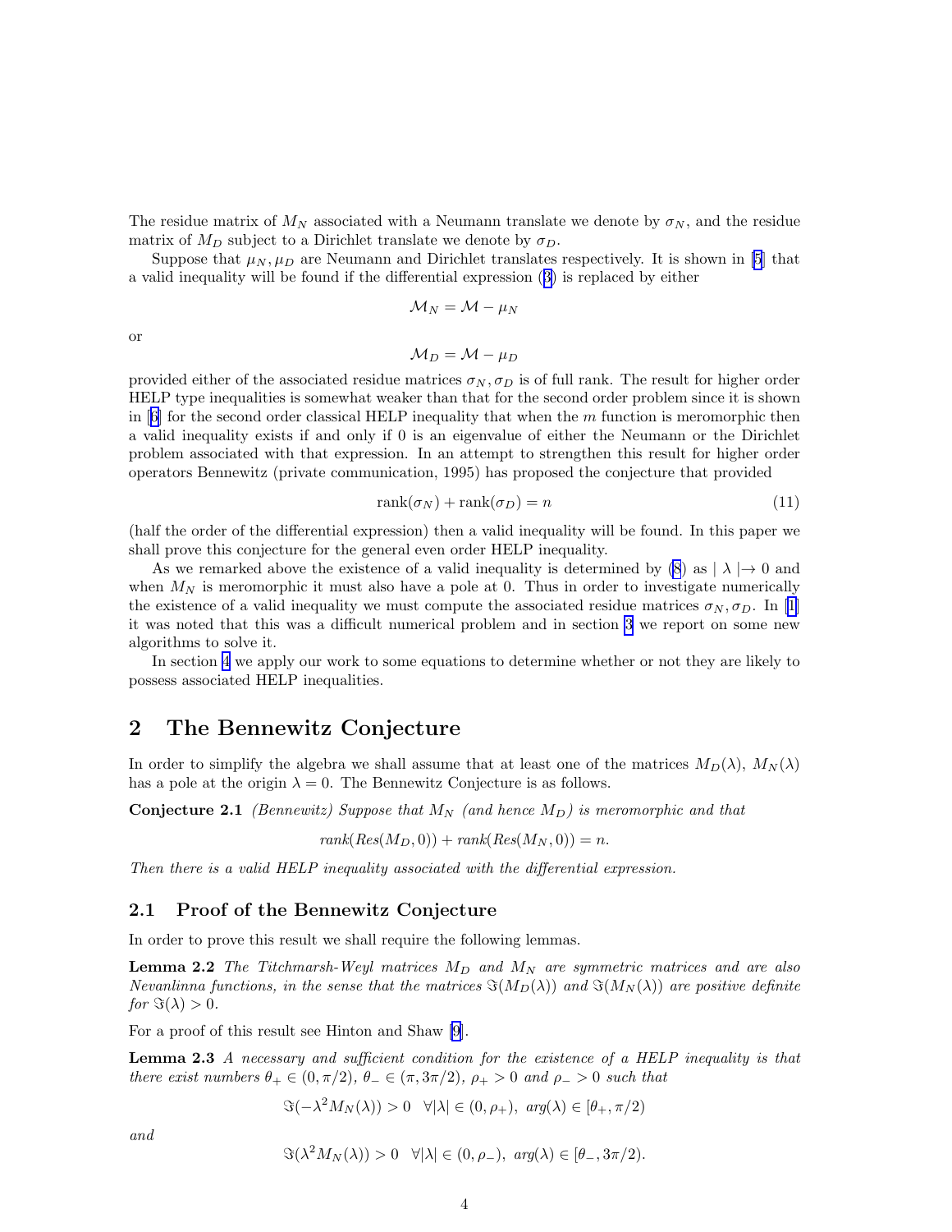The residue matrix of $M_N$ associated with a Neumann translate we denote by $\sigma_N$, and the residue matrix of $M_D$ subject to a Dirichlet translate we denote by $\sigma_D$.

Suppose that $\mu_N, \mu_D$ are Neumann and Dirichlet translates respectively. It is shown in [5] that a valid inequality will be found if the differential expression (3) is replaced by either

$$\mathcal{M}_N = \mathcal{M} - \mu_N$$

or

$$\mathcal{M}_D = \mathcal{M} - \mu_D$$

provided either of the associated residue matrices $\sigma_N, \sigma_D$ is of full rank. The result for higher order HELP type inequalities is somewhat weaker than that for the second order problem since it is shown in [6] for the second order classical HELP inequality that when the $m$ function is meromorphic then a valid inequality exists if and only if 0 is an eigenvalue of either the Neumann or the Dirichlet problem associated with that expression. In an attempt to strengthen this result for higher order operators Bennewitz (private communication, 1995) has proposed the conjecture that provided

$$\text{rank}(\sigma_N) + \text{rank}(\sigma_D) = n \tag{11}$$

(half the order of the differential expression) then a valid inequality will be found. In this paper we shall prove this conjecture for the general even order HELP inequality.

As we remarked above the existence of a valid inequality is determined by (8) as $|\lambda| \to 0$ and when $M_N$ is meromorphic it must also have a pole at 0. Thus in order to investigate numerically the existence of a valid inequality we must compute the associated residue matrices $\sigma_N, \sigma_D$. In [1] it was noted that this was a difficult numerical problem and in section 3 we report on some new algorithms to solve it.

In section 4 we apply our work to some equations to determine whether or not they are likely to possess associated HELP inequalities.

## 2 The Bennewitz Conjecture

In order to simplify the algebra we shall assume that at least one of the matrices $M_D(\lambda)$, $M_N(\lambda)$ has a pole at the origin $\lambda = 0$. The Bennewitz Conjecture is as follows.

**Conjecture 2.1** *(Bennewitz) Suppose that $M_N$ (and hence $M_D$) is meromorphic and that*

$$rank(Res(M_D, 0)) + rank(Res(M_N, 0)) = n.$$

*Then there is a valid HELP inequality associated with the differential expression.*

### 2.1 Proof of the Bennewitz Conjecture

In order to prove this result we shall require the following lemmas.

**Lemma 2.2** *The Titchmarsh-Weyl matrices $M_D$ and $M_N$ are symmetric matrices and are also Nevanlinna functions, in the sense that the matrices $\Im(M_D(\lambda))$ and $\Im(M_N(\lambda))$ are positive definite for $\Im(\lambda) > 0$.*

For a proof of this result see Hinton and Shaw [9].

**Lemma 2.3** *A necessary and sufficient condition for the existence of a HELP inequality is that there exist numbers $\theta_+ \in (0, \pi/2)$, $\theta_- \in (\pi, 3\pi/2)$, $\rho_+ > 0$ and $\rho_- > 0$ such that*

$$\Im(-\lambda^2 M_N(\lambda)) > 0 \quad \forall |\lambda| \in (0, \rho_+), \ arg(\lambda) \in [\theta_+, \pi/2)$$

*and*

$$\Im(\lambda^2 M_N(\lambda)) > 0 \quad \forall |\lambda| \in (0, \rho_-), \ arg(\lambda) \in [\theta_-, 3\pi/2).$$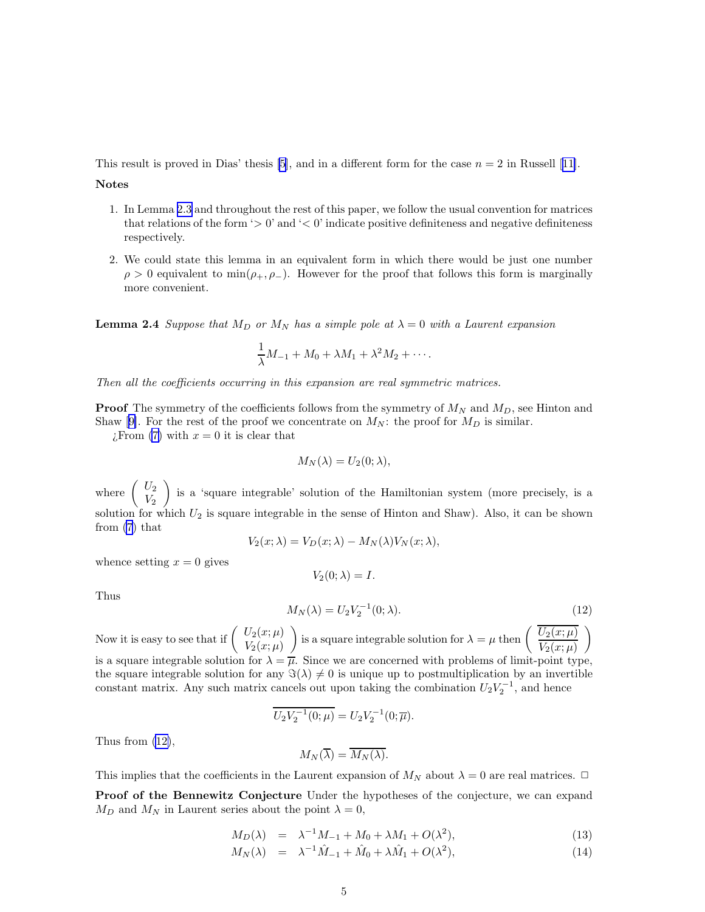This result is proved in Dias' thesis [5], and in a different form for the case $n = 2$ in Russell [11].

**Notes**

1. In Lemma 2.3 and throughout the rest of this paper, we follow the usual convention for matrices that relations of the form '$> 0$' and '$< 0$' indicate positive definiteness and negative definiteness respectively.

2. We could state this lemma in an equivalent form in which there would be just one number $\rho > 0$ equivalent to $\min(\rho_+, \rho_-)$. However for the proof that follows this form is marginally more convenient.

**Lemma 2.4** *Suppose that $M_D$ or $M_N$ has a simple pole at $\lambda = 0$ with a Laurent expansion*

$$\frac{1}{\lambda}M_{-1} + M_0 + \lambda M_1 + \lambda^2 M_2 + \cdots.$$

*Then all the coefficients occurring in this expansion are real symmetric matrices.*

**Proof** The symmetry of the coefficients follows from the symmetry of $M_N$ and $M_D$, see Hinton and Shaw [9]. For the rest of the proof we concentrate on $M_N$: the proof for $M_D$ is similar.

¿From (7) with $x = 0$ it is clear that

$$M_N(\lambda) = U_2(0; \lambda),$$

where $\left( \begin{array}{c} U_2 \\ V_2 \end{array} \right)$ is a 'square integrable' solution of the Hamiltonian system (more precisely, is a solution for which $U_2$ is square integrable in the sense of Hinton and Shaw). Also, it can be shown from (7) that

$$V_2(x; \lambda) = V_D(x; \lambda) - M_N(\lambda) V_N(x; \lambda),$$

whence setting $x = 0$ gives

$$V_2(0; \lambda) = I.$$

Thus

$$M_N(\lambda) = U_2 V_2^{-1}(0; \lambda). \tag{12}$$

Now it is easy to see that if $\left( \begin{array}{c} U_2(x;\mu) \\ V_2(x;\mu) \end{array} \right)$ is a square integrable solution for $\lambda = \mu$ then $\left( \begin{array}{c} \overline{U_2(x;\mu)} \\ \overline{V_2(x;\mu)} \end{array} \right)$ is a square integrable solution for $\lambda = \overline{\mu}$. Since we are concerned with problems of limit-point type, the square integrable solution for any $\Im(\lambda) \neq 0$ is unique up to postmultiplication by an invertible constant matrix. Any such matrix cancels out upon taking the combination $U_2 V_2^{-1}$, and hence

$$\overline{U_2 V_2^{-1}(0; \mu)} = U_2 V_2^{-1}(0; \overline{\mu}).$$

Thus from (12),

$$M_N(\overline{\lambda}) = \overline{M_N(\lambda)}.$$

This implies that the coefficients in the Laurent expansion of $M_N$ about $\lambda = 0$ are real matrices. $\square$

**Proof of the Bennewitz Conjecture** Under the hypotheses of the conjecture, we can expand $M_D$ and $M_N$ in Laurent series about the point $\lambda = 0$,

$$M_D(\lambda) = \lambda^{-1} M_{-1} + M_0 + \lambda M_1 + O(\lambda^2), \tag{13}$$

$$M_N(\lambda) = \lambda^{-1} \hat{M}_{-1} + \hat{M}_0 + \lambda \hat{M}_1 + O(\lambda^2), \tag{14}$$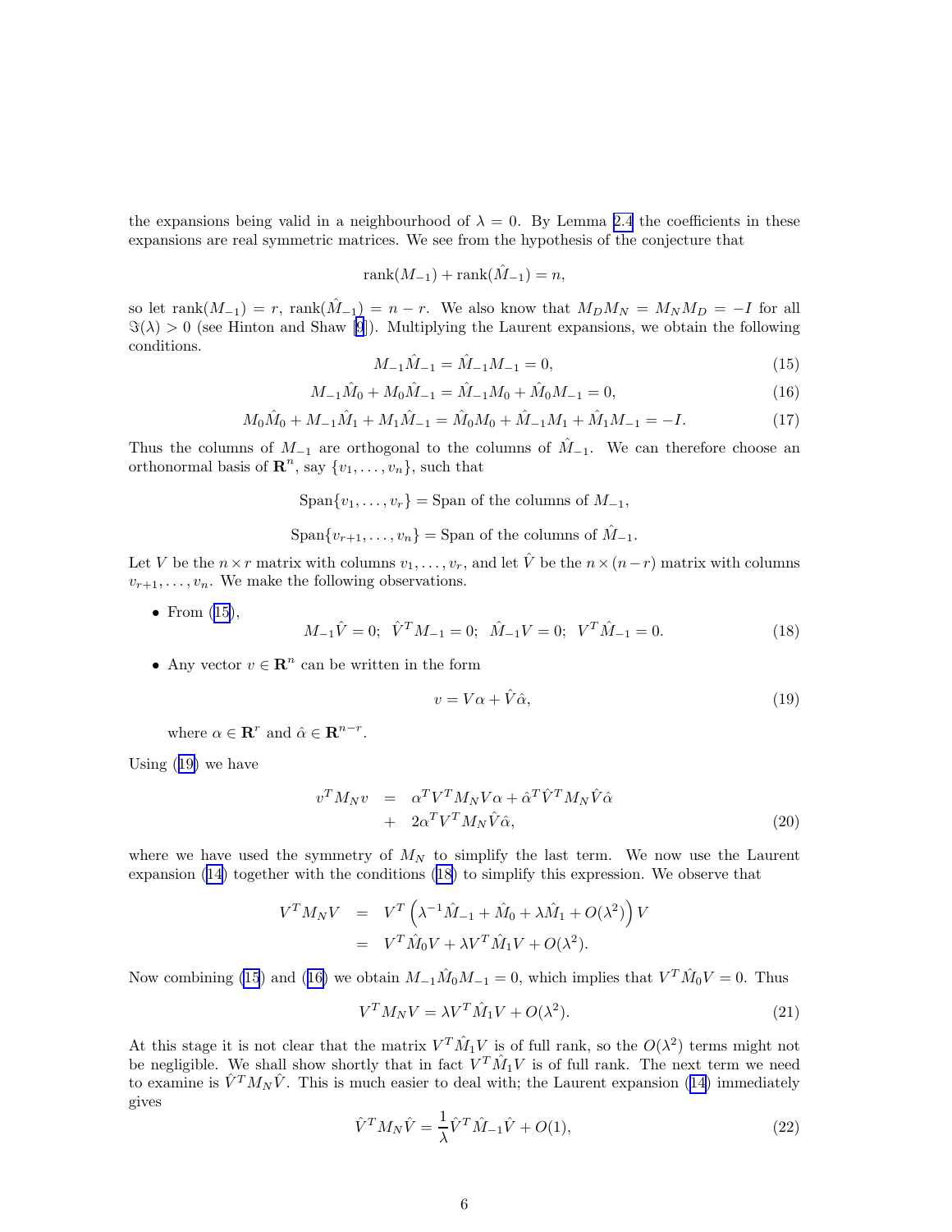the expansions being valid in a neighbourhood of $\lambda = 0$. By Lemma 2.4 the coefficients in these expansions are real symmetric matrices. We see from the hypothesis of the conjecture that

$$\mathrm{rank}(M_{-1}) + \mathrm{rank}(\hat{M}_{-1}) = n,$$

so let $\mathrm{rank}(M_{-1}) = r$, $\mathrm{rank}(\hat{M}_{-1}) = n - r$. We also know that $M_D M_N = M_N M_D = -I$ for all $\Im(\lambda) > 0$ (see Hinton and Shaw [9]). Multiplying the Laurent expansions, we obtain the following conditions.

$$M_{-1}\hat{M}_{-1} = \hat{M}_{-1}M_{-1} = 0, \tag{15}$$

$$M_{-1}\hat{M}_0 + M_0\hat{M}_{-1} = \hat{M}_{-1}M_0 + \hat{M}_0 M_{-1} = 0, \tag{16}$$

$$M_0\hat{M}_0 + M_{-1}\hat{M}_1 + M_1\hat{M}_{-1} = \hat{M}_0 M_0 + \hat{M}_{-1}M_1 + \hat{M}_1 M_{-1} = -I. \tag{17}$$

Thus the columns of $M_{-1}$ are orthogonal to the columns of $\hat{M}_{-1}$. We can therefore choose an orthonormal basis of $\mathbf{R}^n$, say $\{v_1, \ldots, v_n\}$, such that

$$\mathrm{Span}\{v_1, \ldots, v_r\} = \text{Span of the columns of } M_{-1},$$

$$\mathrm{Span}\{v_{r+1}, \ldots, v_n\} = \text{Span of the columns of } \hat{M}_{-1}.$$

Let $V$ be the $n \times r$ matrix with columns $v_1, \ldots, v_r$, and let $\hat{V}$ be the $n \times (n-r)$ matrix with columns $v_{r+1}, \ldots, v_n$. We make the following observations.

- From (15),
$$M_{-1}\hat{V} = 0; \;\; \hat{V}^T M_{-1} = 0; \;\; \hat{M}_{-1}V = 0; \;\; V^T\hat{M}_{-1} = 0. \tag{18}$$

- Any vector $v \in \mathbf{R}^n$ can be written in the form
$$v = V\alpha + \hat{V}\hat{\alpha}, \tag{19}$$
where $\alpha \in \mathbf{R}^r$ and $\hat{\alpha} \in \mathbf{R}^{n-r}$.

Using (19) we have

$$\begin{aligned} v^T M_N v &= \alpha^T V^T M_N V\alpha + \hat{\alpha}^T\hat{V}^T M_N\hat{V}\hat{\alpha} \\ &+ 2\alpha^T V^T M_N\hat{V}\hat{\alpha}, \end{aligned} \tag{20}$$

where we have used the symmetry of $M_N$ to simplify the last term. We now use the Laurent expansion (14) together with the conditions (18) to simplify this expression. We observe that

$$\begin{aligned} V^T M_N V &= V^T\left(\lambda^{-1}\hat{M}_{-1} + \hat{M}_0 + \lambda\hat{M}_1 + O(\lambda^2)\right)V \\ &= V^T\hat{M}_0 V + \lambda V^T\hat{M}_1 V + O(\lambda^2). \end{aligned}$$

Now combining (15) and (16) we obtain $M_{-1}\hat{M}_0 M_{-1} = 0$, which implies that $V^T\hat{M}_0 V = 0$. Thus

$$V^T M_N V = \lambda V^T\hat{M}_1 V + O(\lambda^2). \tag{21}$$

At this stage it is not clear that the matrix $V^T\hat{M}_1 V$ is of full rank, so the $O(\lambda^2)$ terms might not be negligible. We shall show shortly that in fact $V^T\hat{M}_1 V$ is of full rank. The next term we need to examine is $\hat{V}^T M_N\hat{V}$. This is much easier to deal with; the Laurent expansion (14) immediately gives

$$\hat{V}^T M_N\hat{V} = \frac{1}{\lambda}\hat{V}^T\hat{M}_{-1}\hat{V} + O(1), \tag{22}$$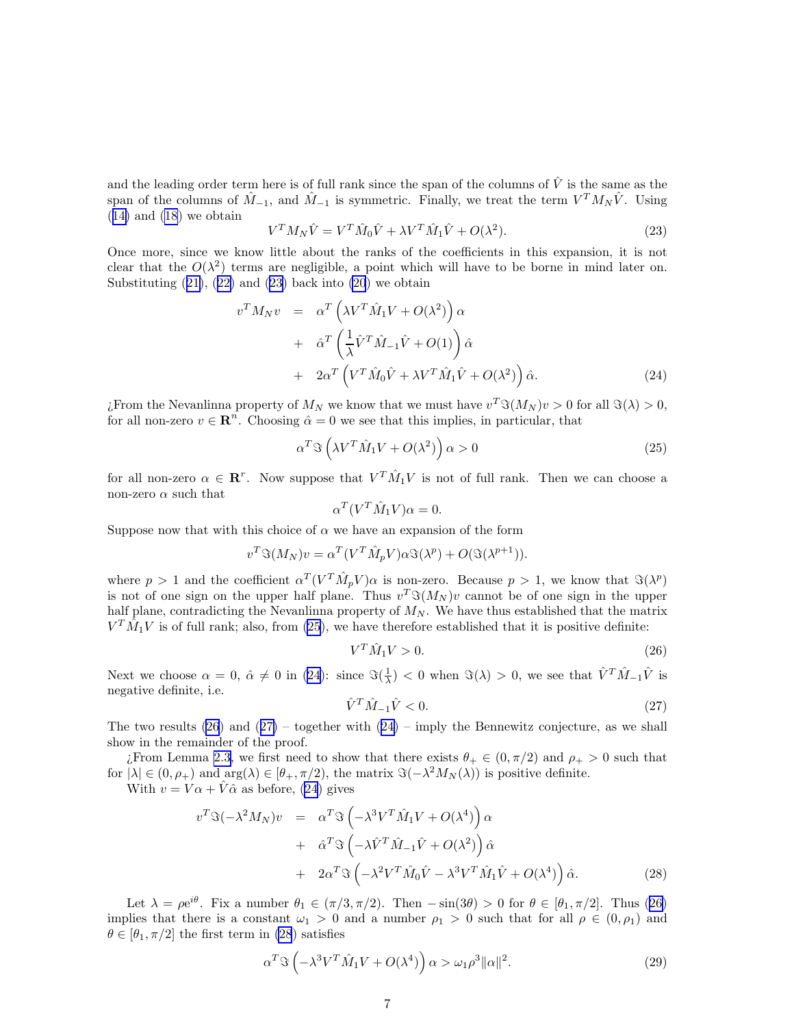and the leading order term here is of full rank since the span of the columns of $\hat{V}$ is the same as the span of the columns of $\hat{M}_{-1}$, and $\hat{M}_{-1}$ is symmetric. Finally, we treat the term $V^T M_N \hat{V}$. Using (14) and (18) we obtain

$$V^T M_N \hat{V} = V^T \hat{M}_0 \hat{V} + \lambda V^T \hat{M}_1 \hat{V} + O(\lambda^2). \tag{23}$$

Once more, since we know little about the ranks of the coefficients in this expansion, it is not clear that the $O(\lambda^2)$ terms are negligible, a point which will have to be borne in mind later on. Substituting (21), (22) and (23) back into (20) we obtain

$$\begin{aligned} v^T M_N v &= \alpha^T \left( \lambda V^T \hat{M}_1 V + O(\lambda^2) \right) \alpha \\ &+ \hat{\alpha}^T \left( \frac{1}{\lambda} \hat{V}^T \hat{M}_{-1} \hat{V} + O(1) \right) \hat{\alpha} \\ &+ 2\alpha^T \left( V^T \hat{M}_0 \hat{V} + \lambda V^T \hat{M}_1 \hat{V} + O(\lambda^2) \right) \hat{\alpha}. \end{aligned} \tag{24}$$

¿From the Nevanlinna property of $M_N$ we know that we must have $v^T \Im(M_N) v > 0$ for all $\Im(\lambda) > 0$, for all non-zero $v \in \mathbf{R}^n$. Choosing $\hat{\alpha} = 0$ we see that this implies, in particular, that

$$\alpha^T \Im \left( \lambda V^T \hat{M}_1 V + O(\lambda^2) \right) \alpha > 0 \tag{25}$$

for all non-zero $\alpha \in \mathbf{R}^r$. Now suppose that $V^T \hat{M}_1 V$ is not of full rank. Then we can choose a non-zero $\alpha$ such that

$$\alpha^T (V^T \hat{M}_1 V) \alpha = 0.$$

Suppose now that with this choice of $\alpha$ we have an expansion of the form

$$v^T \Im(M_N) v = \alpha^T (V^T \hat{M}_p V) \alpha \Im(\lambda^p) + O(\Im(\lambda^{p+1})).$$

where $p > 1$ and the coefficient $\alpha^T (V^T \hat{M}_p V)\alpha$ is non-zero. Because $p > 1$, we know that $\Im(\lambda^p)$ is not of one sign on the upper half plane. Thus $v^T \Im(M_N) v$ cannot be of one sign in the upper half plane, contradicting the Nevanlinna property of $M_N$. We have thus established that the matrix $V^T \hat{M}_1 V$ is of full rank; also, from (25), we have therefore established that it is positive definite:

$$V^T \hat{M}_1 V > 0. \tag{26}$$

Next we choose $\alpha = 0$, $\hat{\alpha} \neq 0$ in (24): since $\Im(\frac{1}{\lambda}) < 0$ when $\Im(\lambda) > 0$, we see that $\hat{V}^T \hat{M}_{-1} \hat{V}$ is negative definite, i.e.

$$\hat{V}^T \hat{M}_{-1} \hat{V} < 0. \tag{27}$$

The two results (26) and (27) – together with (24) – imply the Bennewitz conjecture, as we shall show in the remainder of the proof.

¿From Lemma 2.3, we first need to show that there exists $\theta_+ \in (0, \pi/2)$ and $\rho_+ > 0$ such that for $|\lambda| \in (0, \rho_+)$ and $\arg(\lambda) \in [\theta_+, \pi/2]$, the matrix $\Im(-\lambda^2 M_N(\lambda))$ is positive definite.

With $v = V\alpha + \hat{V}\hat{\alpha}$ as before, (24) gives

$$\begin{aligned} v^T \Im(-\lambda^2 M_N) v &= \alpha^T \Im \left( -\lambda^3 V^T \hat{M}_1 V + O(\lambda^4) \right) \alpha \\ &+ \hat{\alpha}^T \Im \left( -\lambda \hat{V}^T \hat{M}_{-1} \hat{V} + O(\lambda^2) \right) \hat{\alpha} \\ &+ 2\alpha^T \Im \left( -\lambda^2 V^T \hat{M}_0 \hat{V} - \lambda^3 V^T \hat{M}_1 \hat{V} + O(\lambda^4) \right) \hat{\alpha}. \end{aligned} \tag{28}$$

Let $\lambda = \rho e^{i\theta}$. Fix a number $\theta_1 \in (\pi/3, \pi/2)$. Then $-\sin(3\theta) > 0$ for $\theta \in [\theta_1, \pi/2]$. Thus (26) implies that there is a constant $\omega_1 > 0$ and a number $\rho_1 > 0$ such that for all $\rho \in (0, \rho_1)$ and $\theta \in [\theta_1, \pi/2]$ the first term in (28) satisfies

$$\alpha^T \Im \left( -\lambda^3 V^T \hat{M}_1 V + O(\lambda^4) \right) \alpha > \omega_1 \rho^3 \|\alpha\|^2. \tag{29}$$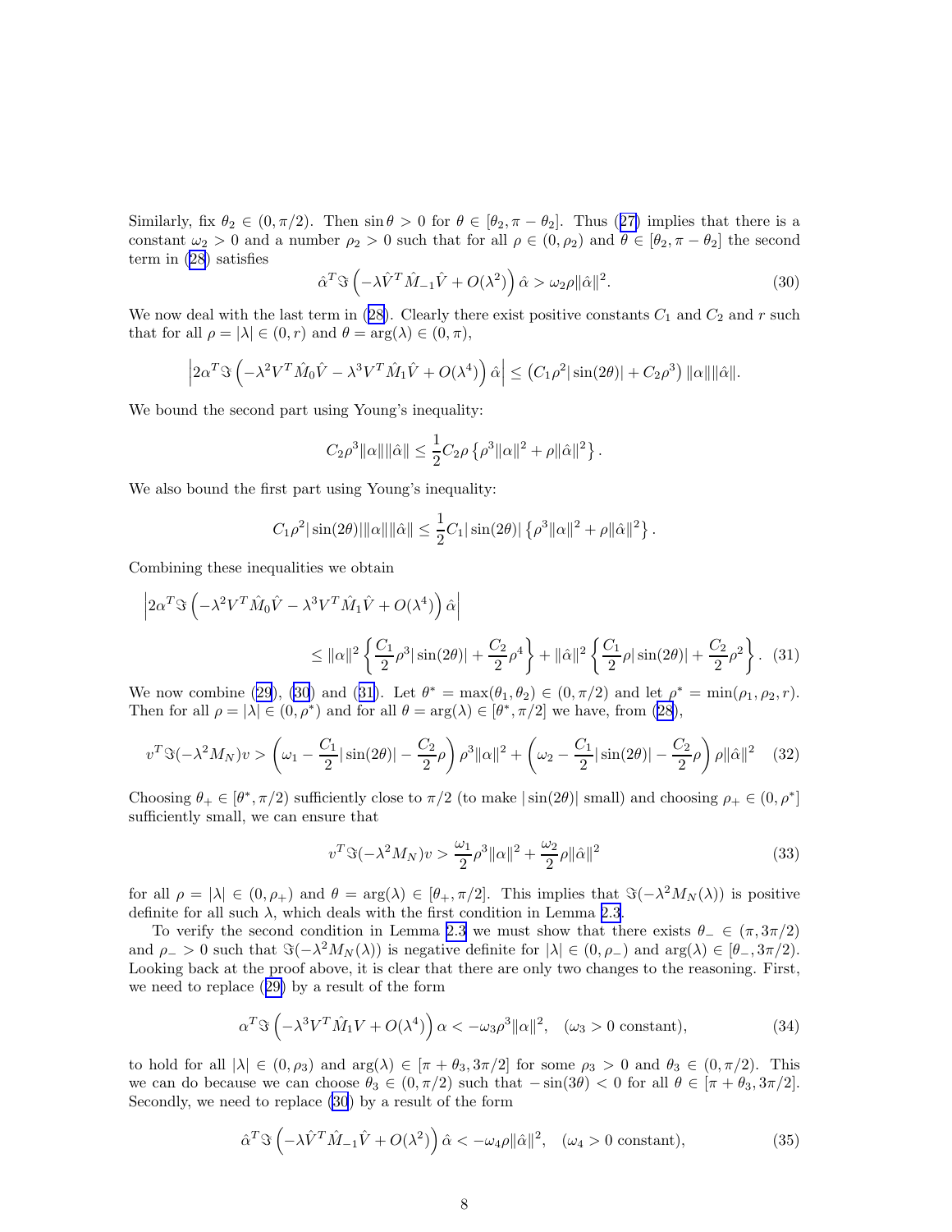Similarly, fix $\theta_2 \in (0, \pi/2)$. Then $\sin\theta > 0$ for $\theta \in [\theta_2, \pi - \theta_2]$. Thus (27) implies that there is a constant $\omega_2 > 0$ and a number $\rho_2 > 0$ such that for all $\rho \in (0, \rho_2)$ and $\theta \in [\theta_2, \pi - \theta_2]$ the second term in (28) satisfies

$$\hat{\alpha}^T \Im \left( -\lambda \hat{V}^T \hat{M}_{-1} \hat{V} + O(\lambda^2) \right) \hat{\alpha} > \omega_2 \rho \|\hat{\alpha}\|^2. \tag{30}$$

We now deal with the last term in (28). Clearly there exist positive constants $C_1$ and $C_2$ and $r$ such that for all $\rho = |\lambda| \in (0, r)$ and $\theta = \arg(\lambda) \in (0, \pi)$,

$$\left| 2\alpha^T \Im \left( -\lambda^2 V^T \hat{M}_0 \hat{V} - \lambda^3 V^T \hat{M}_1 \hat{V} + O(\lambda^4) \right) \hat{\alpha} \right| \leq \left( C_1 \rho^2 |\sin(2\theta)| + C_2 \rho^3 \right) \|\alpha\| \|\hat{\alpha}\|.$$

We bound the second part using Young's inequality:

$$C_2 \rho^3 \|\alpha\| \|\hat{\alpha}\| \leq \frac{1}{2} C_2 \rho \left\{ \rho^3 \|\alpha\|^2 + \rho \|\hat{\alpha}\|^2 \right\}.$$

We also bound the first part using Young's inequality:

$$C_1 \rho^2 |\sin(2\theta)| \|\alpha\| \|\hat{\alpha}\| \leq \frac{1}{2} C_1 |\sin(2\theta)| \left\{ \rho^3 \|\alpha\|^2 + \rho \|\hat{\alpha}\|^2 \right\}.$$

Combining these inequalities we obtain

$$\begin{aligned} &\left| 2\alpha^T \Im \left( -\lambda^2 V^T \hat{M}_0 \hat{V} - \lambda^3 V^T \hat{M}_1 \hat{V} + O(\lambda^4) \right) \hat{\alpha} \right| \\ &\qquad \leq \|\alpha\|^2 \left\{ \frac{C_1}{2} \rho^3 |\sin(2\theta)| + \frac{C_2}{2} \rho^4 \right\} + \|\hat{\alpha}\|^2 \left\{ \frac{C_1}{2} \rho |\sin(2\theta)| + \frac{C_2}{2} \rho^2 \right\}. \end{aligned} \tag{31}$$

We now combine (29), (30) and (31). Let $\theta^* = \max(\theta_1, \theta_2) \in (0, \pi/2)$ and let $\rho^* = \min(\rho_1, \rho_2, r)$. Then for all $\rho = |\lambda| \in (0, \rho^*)$ and for all $\theta = \arg(\lambda) \in [\theta^*, \pi/2]$ we have, from (28),

$$v^T \Im(-\lambda^2 M_N) v > \left( \omega_1 - \frac{C_1}{2} |\sin(2\theta)| - \frac{C_2}{2} \rho \right) \rho^3 \|\alpha\|^2 + \left( \omega_2 - \frac{C_1}{2} |\sin(2\theta)| - \frac{C_2}{2} \rho \right) \rho \|\hat{\alpha}\|^2 \tag{32}$$

Choosing $\theta_+ \in [\theta^*, \pi/2)$ sufficiently close to $\pi/2$ (to make $|\sin(2\theta)|$ small) and choosing $\rho_+ \in (0, \rho^*]$ sufficiently small, we can ensure that

$$v^T \Im(-\lambda^2 M_N) v > \frac{\omega_1}{2} \rho^3 \|\alpha\|^2 + \frac{\omega_2}{2} \rho \|\hat{\alpha}\|^2 \tag{33}$$

for all $\rho = |\lambda| \in (0, \rho_+)$ and $\theta = \arg(\lambda) \in [\theta_+, \pi/2]$. This implies that $\Im(-\lambda^2 M_N(\lambda))$ is positive definite for all such $\lambda$, which deals with the first condition in Lemma 2.3.

To verify the second condition in Lemma 2.3 we must show that there exists $\theta_- \in (\pi, 3\pi/2)$ and $\rho_- > 0$ such that $\Im(-\lambda^2 M_N(\lambda))$ is negative definite for $|\lambda| \in (0, \rho_-)$ and $\arg(\lambda) \in [\theta_-, 3\pi/2)$. Looking back at the proof above, it is clear that there are only two changes to the reasoning. First, we need to replace (29) by a result of the form

$$\alpha^T \Im \left( -\lambda^3 V^T \hat{M}_1 V + O(\lambda^4) \right) \alpha < -\omega_3 \rho^3 \|\alpha\|^2, \quad (\omega_3 > 0 \text{ constant}), \tag{34}$$

to hold for all $|\lambda| \in (0, \rho_3)$ and $\arg(\lambda) \in [\pi + \theta_3, 3\pi/2]$ for some $\rho_3 > 0$ and $\theta_3 \in (0, \pi/2)$. This we can do because we can choose $\theta_3 \in (0, \pi/2)$ such that $-\sin(3\theta) < 0$ for all $\theta \in [\pi + \theta_3, 3\pi/2]$. Secondly, we need to replace (30) by a result of the form

$$\hat{\alpha}^T \Im \left( -\lambda \hat{V}^T \hat{M}_{-1} \hat{V} + O(\lambda^2) \right) \hat{\alpha} < -\omega_4 \rho \|\hat{\alpha}\|^2, \quad (\omega_4 > 0 \text{ constant}), \tag{35}$$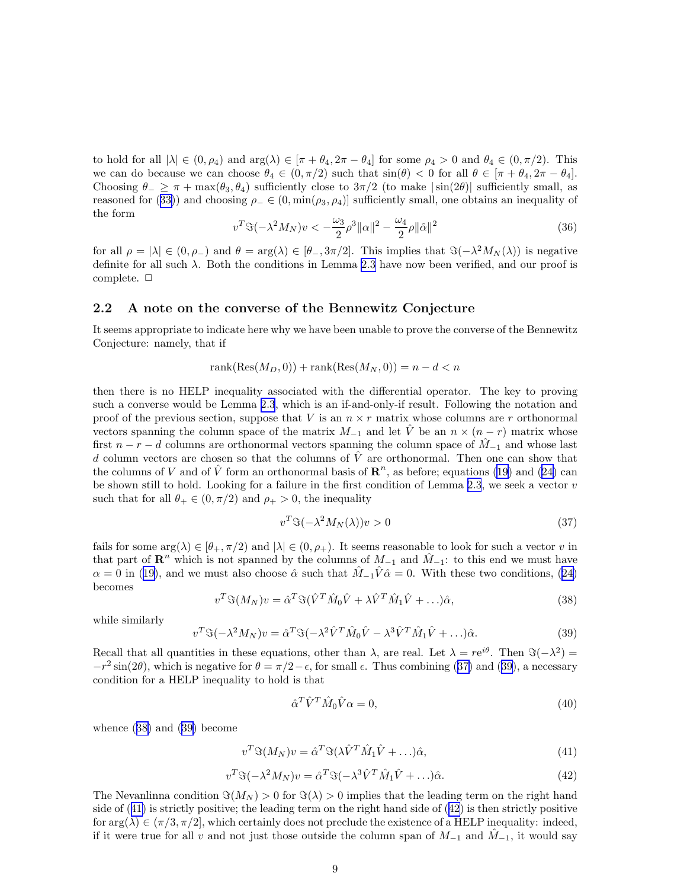to hold for all $|\lambda| \in (0, \rho_4)$ and $\arg(\lambda) \in [\pi + \theta_4, 2\pi - \theta_4]$ for some $\rho_4 > 0$ and $\theta_4 \in (0, \pi/2)$. This we can do because we can choose $\theta_4 \in (0, \pi/2)$ such that $\sin(\theta) < 0$ for all $\theta \in [\pi + \theta_4, 2\pi - \theta_4]$. Choosing $\theta_- \geq \pi + \max(\theta_3, \theta_4)$ sufficiently close to $3\pi/2$ (to make $|\sin(2\theta)|$ sufficiently small, as reasoned for (33)) and choosing $\rho_- \in (0, \min(\rho_3, \rho_4)]$ sufficiently small, one obtains an inequality of the form

$$v^T \Im(-\lambda^2 M_N) v < -\frac{\omega_3}{2}\rho^3 \|\alpha\|^2 - \frac{\omega_4}{2}\rho \|\hat{\alpha}\|^2 \tag{36}$$

for all $\rho = |\lambda| \in (0, \rho_-)$ and $\theta = \arg(\lambda) \in [\theta_-, 3\pi/2]$. This implies that $\Im(-\lambda^2 M_N(\lambda))$ is negative definite for all such $\lambda$. Both the conditions in Lemma 2.3 have now been verified, and our proof is complete. □

## 2.2 A note on the converse of the Bennewitz Conjecture

It seems appropriate to indicate here why we have been unable to prove the converse of the Bennewitz Conjecture: namely, that if

$$\text{rank}(\text{Res}(M_D, 0)) + \text{rank}(\text{Res}(M_N, 0)) = n - d < n$$

then there is no HELP inequality associated with the differential operator. The key to proving such a converse would be Lemma 2.3, which is an if-and-only-if result. Following the notation and proof of the previous section, suppose that $V$ is an $n \times r$ matrix whose columns are $r$ orthonormal vectors spanning the column space of the matrix $M_{-1}$ and let $\hat{V}$ be an $n \times (n-r)$ matrix whose first $n - r - d$ columns are orthonormal vectors spanning the column space of $\hat{M}_{-1}$ and whose last $d$ column vectors are chosen so that the columns of $\hat{V}$ are orthonormal. Then one can show that the columns of $V$ and of $\hat{V}$ form an orthonormal basis of $\mathbf{R}^n$, as before; equations (19) and (24) can be shown still to hold. Looking for a failure in the first condition of Lemma 2.3, we seek a vector $v$ such that for all $\theta_+ \in (0, \pi/2)$ and $\rho_+ > 0$, the inequality

$$v^T \Im(-\lambda^2 M_N(\lambda)) v > 0 \tag{37}$$

fails for some $\arg(\lambda) \in [\theta_+, \pi/2)$ and $|\lambda| \in (0, \rho_+)$. It seems reasonable to look for such a vector $v$ in that part of $\mathbf{R}^n$ which is not spanned by the columns of $M_{-1}$ and $\hat{M}_{-1}$: to this end we must have $\alpha = 0$ in (19), and we must also choose $\hat{\alpha}$ such that $\hat{M}_{-1}\hat{V}\hat{\alpha} = 0$. With these two conditions, (24) becomes

$$v^T \Im(M_N) v = \hat{\alpha}^T \Im(\hat{V}^T \hat{M}_0 \hat{V} + \lambda \hat{V}^T \hat{M}_1 \hat{V} + \ldots)\hat{\alpha}, \tag{38}$$

while similarly

$$v^T \Im(-\lambda^2 M_N) v = \hat{\alpha}^T \Im(-\lambda^2 \hat{V}^T \hat{M}_0 \hat{V} - \lambda^3 \hat{V}^T \hat{M}_1 \hat{V} + \ldots)\hat{\alpha}. \tag{39}$$

Recall that all quantities in these equations, other than $\lambda$, are real. Let $\lambda = re^{i\theta}$. Then $\Im(-\lambda^2) = -r^2 \sin(2\theta)$, which is negative for $\theta = \pi/2 - \epsilon$, for small $\epsilon$. Thus combining (37) and (39), a necessary condition for a HELP inequality to hold is that

$$\hat{\alpha}^T \hat{V}^T \hat{M}_0 \hat{V} \alpha = 0, \tag{40}$$

whence (38) and (39) become

$$v^T \Im(M_N) v = \hat{\alpha}^T \Im(\lambda \hat{V}^T \hat{M}_1 \hat{V} + \ldots)\hat{\alpha}, \tag{41}$$

$$v^T \Im(-\lambda^2 M_N) v = \hat{\alpha}^T \Im(-\lambda^3 \hat{V}^T \hat{M}_1 \hat{V} + \ldots)\hat{\alpha}. \tag{42}$$

The Nevanlinna condition $\Im(M_N) > 0$ for $\Im(\lambda) > 0$ implies that the leading term on the right hand side of (41) is strictly positive; the leading term on the right hand side of (42) is then strictly positive for $\arg(\lambda) \in (\pi/3, \pi/2]$, which certainly does not preclude the existence of a HELP inequality: indeed, if it were true for all $v$ and not just those outside the column span of $M_{-1}$ and $\hat{M}_{-1}$, it would say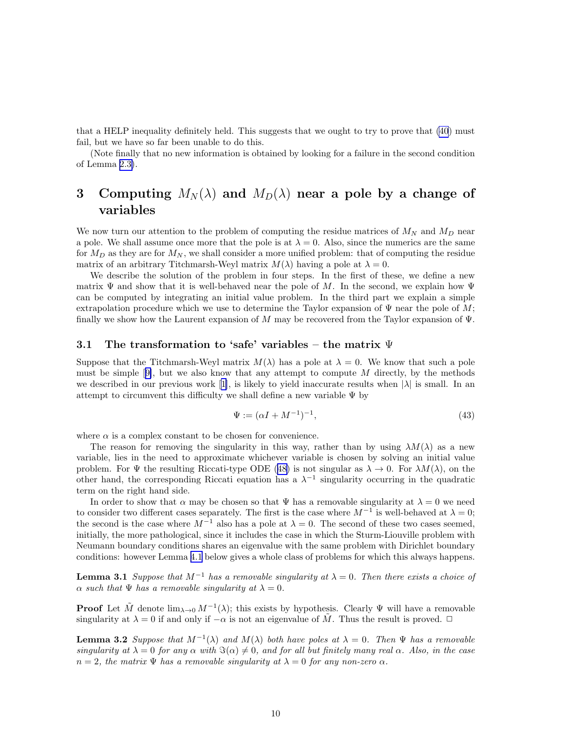that a HELP inequality definitely held. This suggests that we ought to try to prove that (40) must fail, but we have so far been unable to do this.

(Note finally that no new information is obtained by looking for a failure in the second condition of Lemma 2.3).

# 3 Computing $M_N(\lambda)$ and $M_D(\lambda)$ near a pole by a change of variables

We now turn our attention to the problem of computing the residue matrices of $M_N$ and $M_D$ near a pole. We shall assume once more that the pole is at $\lambda = 0$. Also, since the numerics are the same for $M_D$ as they are for $M_N$, we shall consider a more unified problem: that of computing the residue matrix of an arbitrary Titchmarsh-Weyl matrix $M(\lambda)$ having a pole at $\lambda = 0$.

We describe the solution of the problem in four steps. In the first of these, we define a new matrix $\Psi$ and show that it is well-behaved near the pole of $M$. In the second, we explain how $\Psi$ can be computed by integrating an initial value problem. In the third part we explain a simple extrapolation procedure which we use to determine the Taylor expansion of $\Psi$ near the pole of $M$; finally we show how the Laurent expansion of $M$ may be recovered from the Taylor expansion of $\Psi$.

## 3.1 The transformation to 'safe' variables – the matrix $\Psi$

Suppose that the Titchmarsh-Weyl matrix $M(\lambda)$ has a pole at $\lambda = 0$. We know that such a pole must be simple [9], but we also know that any attempt to compute $M$ directly, by the methods we described in our previous work [1], is likely to yield inaccurate results when $|\lambda|$ is small. In an attempt to circumvent this difficulty we shall define a new variable $\Psi$ by

$$\Psi := (\alpha I + M^{-1})^{-1}, \tag{43}$$

where $\alpha$ is a complex constant to be chosen for convenience.

The reason for removing the singularity in this way, rather than by using $\lambda M(\lambda)$ as a new variable, lies in the need to approximate whichever variable is chosen by solving an initial value problem. For $\Psi$ the resulting Riccati-type ODE (48) is not singular as $\lambda \to 0$. For $\lambda M(\lambda)$, on the other hand, the corresponding Riccati equation has a $\lambda^{-1}$ singularity occurring in the quadratic term on the right hand side.

In order to show that $\alpha$ may be chosen so that $\Psi$ has a removable singularity at $\lambda = 0$ we need to consider two different cases separately. The first is the case where $M^{-1}$ is well-behaved at $\lambda = 0$; the second is the case where $M^{-1}$ also has a pole at $\lambda = 0$. The second of these two cases seemed, initially, the more pathological, since it includes the case in which the Sturm-Liouville problem with Neumann boundary conditions shares an eigenvalue with the same problem with Dirichlet boundary conditions: however Lemma 4.1 below gives a whole class of problems for which this always happens.

**Lemma 3.1** *Suppose that $M^{-1}$ has a removable singularity at $\lambda = 0$. Then there exists a choice of $\alpha$ such that $\Psi$ has a removable singularity at $\lambda = 0$.*

**Proof** Let $\tilde{M}$ denote $\lim_{\lambda \to 0} M^{-1}(\lambda)$; this exists by hypothesis. Clearly $\Psi$ will have a removable singularity at $\lambda = 0$ if and only if $-\alpha$ is not an eigenvalue of $\tilde{M}$. Thus the result is proved. □

**Lemma 3.2** *Suppose that $M^{-1}(\lambda)$ and $M(\lambda)$ both have poles at $\lambda = 0$. Then $\Psi$ has a removable singularity at $\lambda = 0$ for any $\alpha$ with $\Im(\alpha) \neq 0$, and for all but finitely many real $\alpha$. Also, in the case $n = 2$, the matrix $\Psi$ has a removable singularity at $\lambda = 0$ for any non-zero $\alpha$.*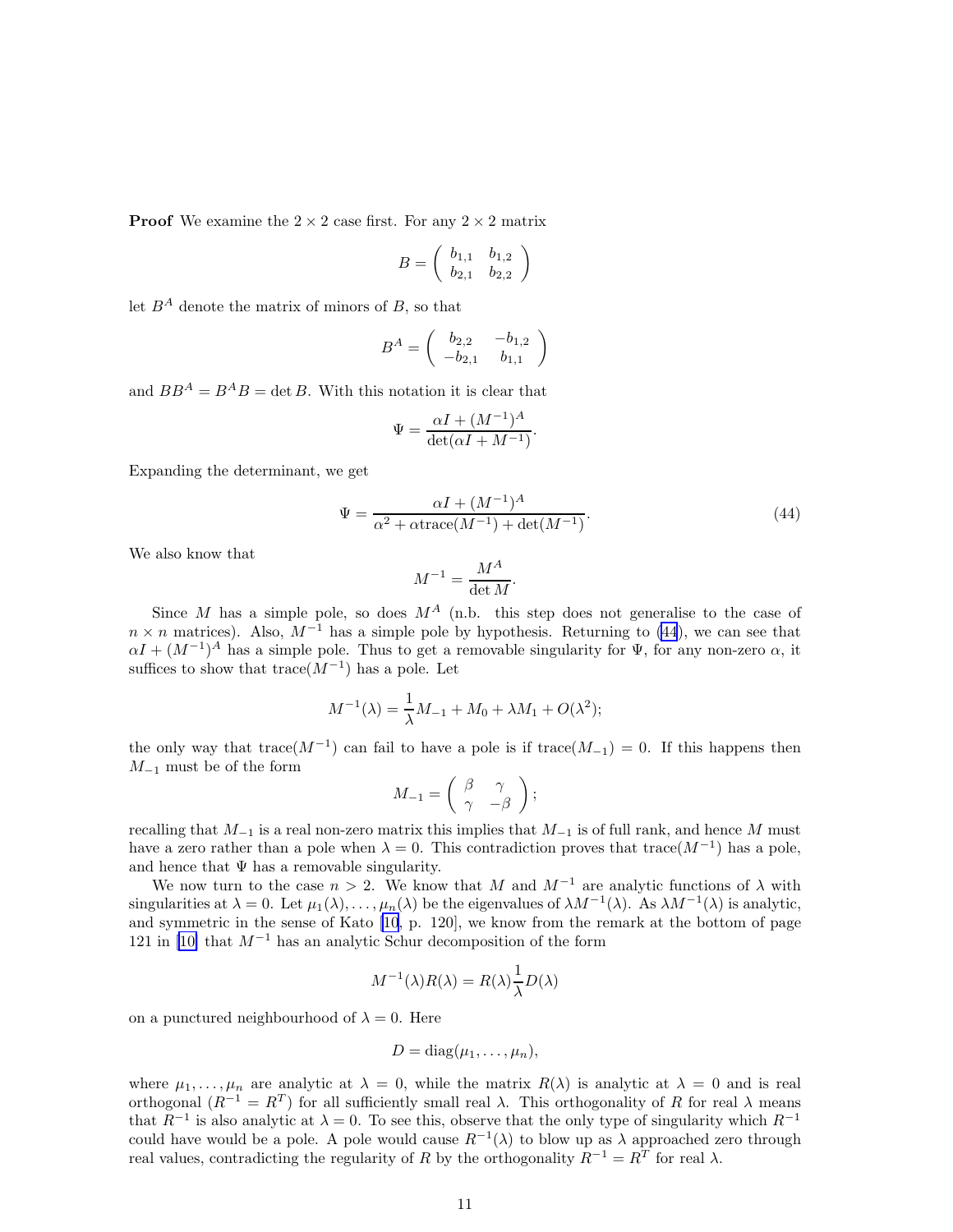**Proof** We examine the $2 \times 2$ case first. For any $2 \times 2$ matrix

$$B = \begin{pmatrix} b_{1,1} & b_{1,2} \\ b_{2,1} & b_{2,2} \end{pmatrix}$$

let $B^A$ denote the matrix of minors of $B$, so that

$$B^A = \begin{pmatrix} b_{2,2} & -b_{1,2} \\ -b_{2,1} & b_{1,1} \end{pmatrix}$$

and $BB^A = B^A B = \det B$. With this notation it is clear that

$$\Psi = \frac{\alpha I + (M^{-1})^A}{\det(\alpha I + M^{-1})}.$$

Expanding the determinant, we get

$$\Psi = \frac{\alpha I + (M^{-1})^A}{\alpha^2 + \alpha \text{trace}(M^{-1}) + \det(M^{-1})}. \tag{44}$$

We also know that

$$M^{-1} = \frac{M^A}{\det M}.$$

Since $M$ has a simple pole, so does $M^A$ (n.b. this step does not generalise to the case of $n \times n$ matrices). Also, $M^{-1}$ has a simple pole by hypothesis. Returning to (44), we can see that $\alpha I + (M^{-1})^A$ has a simple pole. Thus to get a removable singularity for $\Psi$, for any non-zero $\alpha$, it suffices to show that trace$(M^{-1})$ has a pole. Let

$$M^{-1}(\lambda) = \frac{1}{\lambda} M_{-1} + M_0 + \lambda M_1 + O(\lambda^2);$$

the only way that trace$(M^{-1})$ can fail to have a pole is if trace$(M_{-1}) = 0$. If this happens then $M_{-1}$ must be of the form

$$M_{-1} = \begin{pmatrix} \beta & \gamma \\ \gamma & -\beta \end{pmatrix};$$

recalling that $M_{-1}$ is a real non-zero matrix this implies that $M_{-1}$ is of full rank, and hence $M$ must have a zero rather than a pole when $\lambda = 0$. This contradiction proves that trace$(M^{-1})$ has a pole, and hence that $\Psi$ has a removable singularity.

We now turn to the case $n > 2$. We know that $M$ and $M^{-1}$ are analytic functions of $\lambda$ with singularities at $\lambda = 0$. Let $\mu_1(\lambda), \ldots, \mu_n(\lambda)$ be the eigenvalues of $\lambda M^{-1}(\lambda)$. As $\lambda M^{-1}(\lambda)$ is analytic, and symmetric in the sense of Kato [10, p. 120], we know from the remark at the bottom of page 121 in [10] that $M^{-1}$ has an analytic Schur decomposition of the form

$$M^{-1}(\lambda) R(\lambda) = R(\lambda) \frac{1}{\lambda} D(\lambda)$$

on a punctured neighbourhood of $\lambda = 0$. Here

$$D = \text{diag}(\mu_1, \ldots, \mu_n),$$

where $\mu_1, \ldots, \mu_n$ are analytic at $\lambda = 0$, while the matrix $R(\lambda)$ is analytic at $\lambda = 0$ and is real orthogonal ($R^{-1} = R^T$) for all sufficiently small real $\lambda$. This orthogonality of $R$ for real $\lambda$ means that $R^{-1}$ is also analytic at $\lambda = 0$. To see this, observe that the only type of singularity which $R^{-1}$ could have would be a pole. A pole would cause $R^{-1}(\lambda)$ to blow up as $\lambda$ approached zero through real values, contradicting the regularity of $R$ by the orthogonality $R^{-1} = R^T$ for real $\lambda$.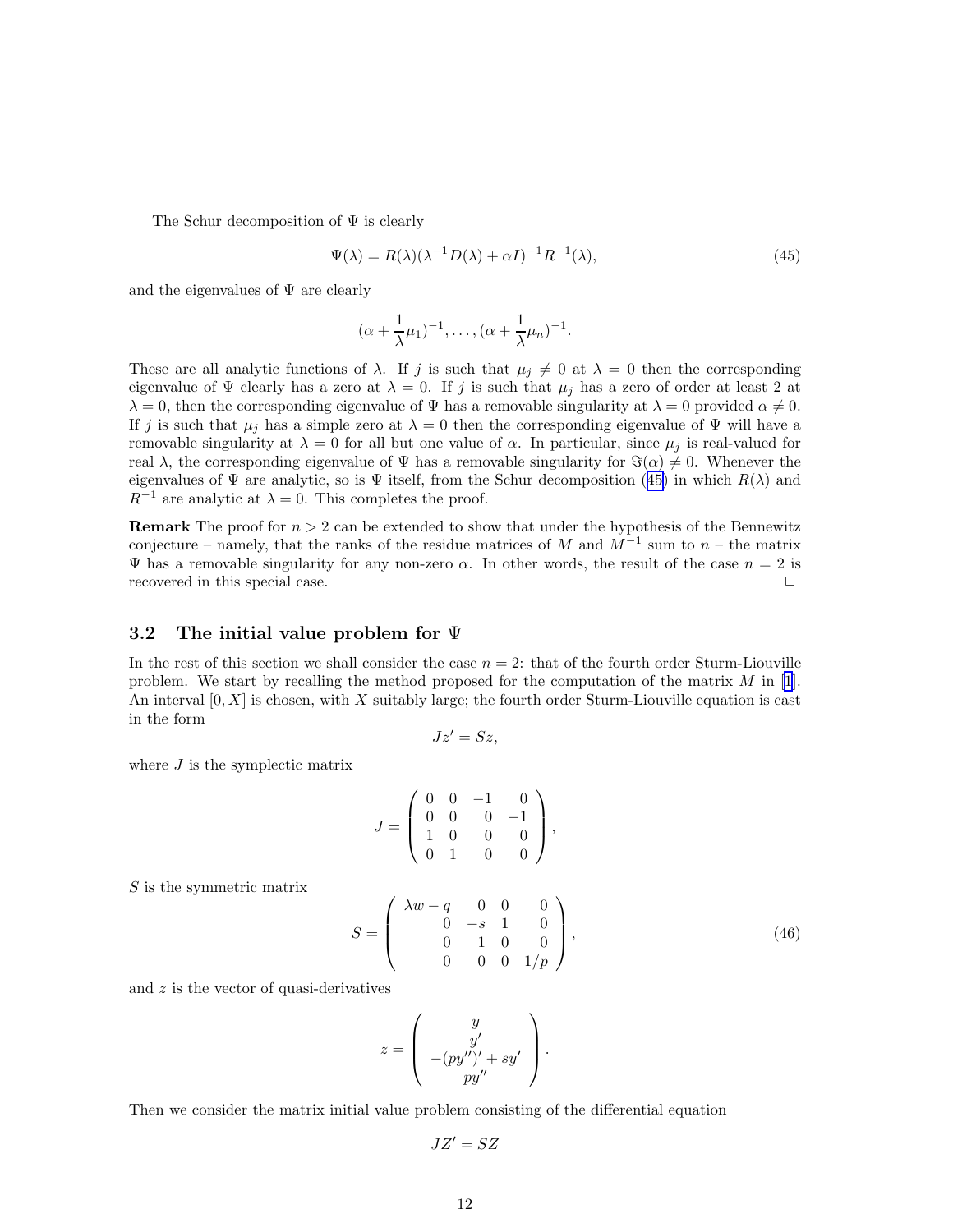The Schur decomposition of $\Psi$ is clearly

$$\Psi(\lambda) = R(\lambda)(\lambda^{-1}D(\lambda) + \alpha I)^{-1}R^{-1}(\lambda), \tag{45}$$

and the eigenvalues of $\Psi$ are clearly

$$(\alpha + \frac{1}{\lambda}\mu_1)^{-1}, \ldots, (\alpha + \frac{1}{\lambda}\mu_n)^{-1}.$$

These are all analytic functions of $\lambda$. If $j$ is such that $\mu_j \neq 0$ at $\lambda = 0$ then the corresponding eigenvalue of $\Psi$ clearly has a zero at $\lambda = 0$. If $j$ is such that $\mu_j$ has a zero of order at least 2 at $\lambda = 0$, then the corresponding eigenvalue of $\Psi$ has a removable singularity at $\lambda = 0$ provided $\alpha \neq 0$. If $j$ is such that $\mu_j$ has a simple zero at $\lambda = 0$ then the corresponding eigenvalue of $\Psi$ will have a removable singularity at $\lambda = 0$ for all but one value of $\alpha$. In particular, since $\mu_j$ is real-valued for real $\lambda$, the corresponding eigenvalue of $\Psi$ has a removable singularity for $\Im(\alpha) \neq 0$. Whenever the eigenvalues of $\Psi$ are analytic, so is $\Psi$ itself, from the Schur decomposition (45) in which $R(\lambda)$ and $R^{-1}$ are analytic at $\lambda = 0$. This completes the proof.

**Remark** The proof for $n > 2$ can be extended to show that under the hypothesis of the Bennewitz conjecture – namely, that the ranks of the residue matrices of $M$ and $M^{-1}$ sum to $n$ – the matrix $\Psi$ has a removable singularity for any non-zero $\alpha$. In other words, the result of the case $n = 2$ is recovered in this special case. □

### 3.2 The initial value problem for $\Psi$

In the rest of this section we shall consider the case $n = 2$: that of the fourth order Sturm-Liouville problem. We start by recalling the method proposed for the computation of the matrix $M$ in [1]. An interval $[0, X]$ is chosen, with $X$ suitably large; the fourth order Sturm-Liouville equation is cast in the form

$$Jz' = Sz,$$

where $J$ is the symplectic matrix

$$J = \begin{pmatrix} 0 & 0 & -1 & 0 \\ 0 & 0 & 0 & -1 \\ 1 & 0 & 0 & 0 \\ 0 & 1 & 0 & 0 \end{pmatrix},$$

$S$ is the symmetric matrix

$$S = \begin{pmatrix} \lambda w - q & 0 & 0 & 0 \\ 0 & -s & 1 & 0 \\ 0 & 1 & 0 & 0 \\ 0 & 0 & 0 & 1/p \end{pmatrix}, \tag{46}$$

and $z$ is the vector of quasi-derivatives

$$z = \begin{pmatrix} y \\ y' \\ -(py'')' + sy' \\ py'' \end{pmatrix}.$$

Then we consider the matrix initial value problem consisting of the differential equation

$$JZ' = SZ$$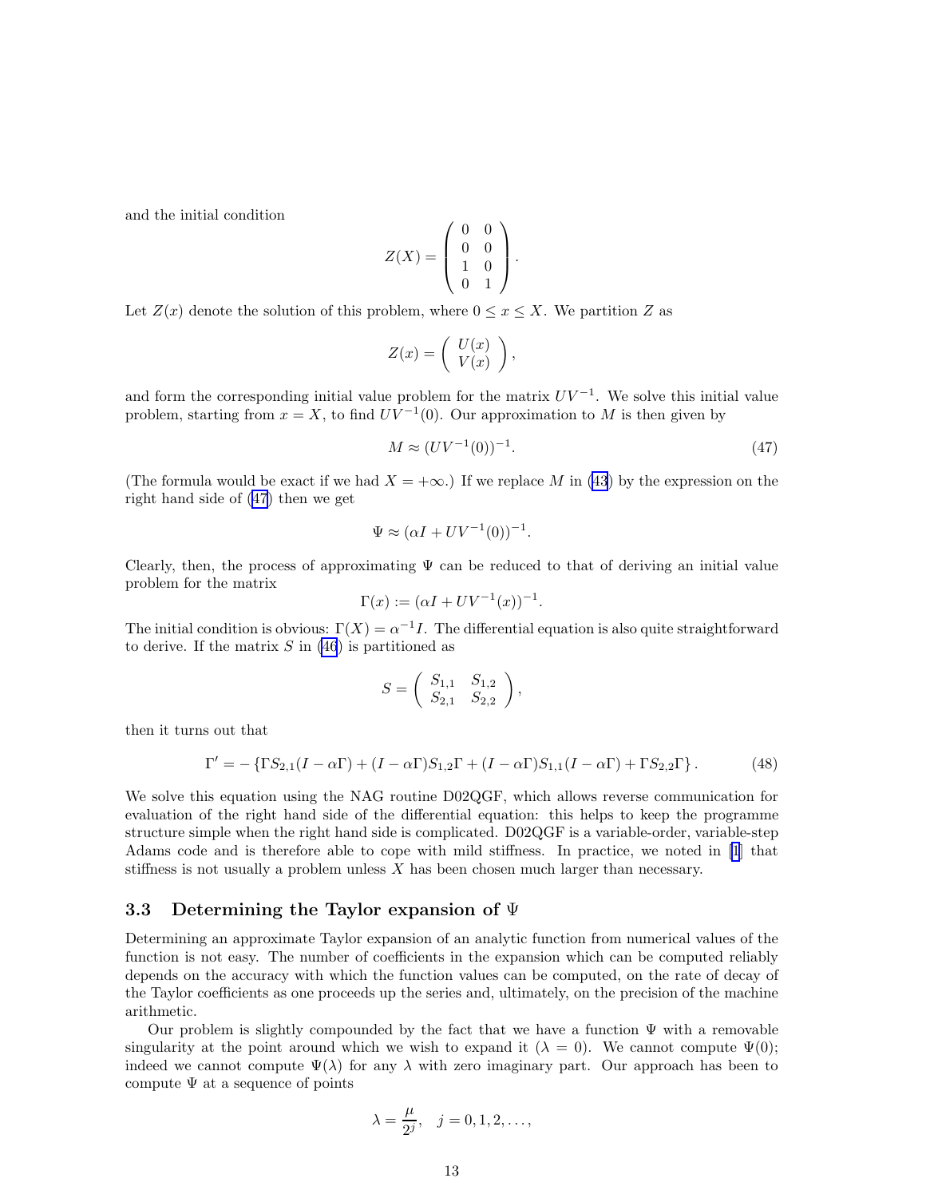and the initial condition

$$
Z(X) = \begin{pmatrix} 0 & 0 \\ 0 & 0 \\ 1 & 0 \\ 0 & 1 \end{pmatrix}.
$$

Let $Z(x)$ denote the solution of this problem, where $0 \leq x \leq X$. We partition $Z$ as

$$
Z(x) = \begin{pmatrix} U(x) \\ V(x) \end{pmatrix},
$$

and form the corresponding initial value problem for the matrix $UV^{-1}$. We solve this initial value problem, starting from $x = X$, to find $UV^{-1}(0)$. Our approximation to $M$ is then given by

$$
M \approx (UV^{-1}(0))^{-1}. \tag{47}
$$

(The formula would be exact if we had $X = +\infty$.) If we replace $M$ in (43) by the expression on the right hand side of (47) then we get

$$
\Psi \approx (\alpha I + UV^{-1}(0))^{-1}.
$$

Clearly, then, the process of approximating $\Psi$ can be reduced to that of deriving an initial value problem for the matrix

$$
\Gamma(x) := (\alpha I + UV^{-1}(x))^{-1}.
$$

The initial condition is obvious: $\Gamma(X) = \alpha^{-1} I$. The differential equation is also quite straightforward to derive. If the matrix $S$ in (46) is partitioned as

$$
S = \begin{pmatrix} S_{1,1} & S_{1,2} \\ S_{2,1} & S_{2,2} \end{pmatrix},
$$

then it turns out that

$$
\Gamma' = -\left\{ \Gamma S_{2,1}(I - \alpha\Gamma) + (I - \alpha\Gamma) S_{1,2} \Gamma + (I - \alpha\Gamma) S_{1,1} (I - \alpha\Gamma) + \Gamma S_{2,2} \Gamma \right\}. \tag{48}
$$

We solve this equation using the NAG routine D02QGF, which allows reverse communication for evaluation of the right hand side of the differential equation: this helps to keep the programme structure simple when the right hand side is complicated. D02QGF is a variable-order, variable-step Adams code and is therefore able to cope with mild stiffness. In practice, we noted in [1] that stiffness is not usually a problem unless $X$ has been chosen much larger than necessary.

### 3.3 Determining the Taylor expansion of $\Psi$

Determining an approximate Taylor expansion of an analytic function from numerical values of the function is not easy. The number of coefficients in the expansion which can be computed reliably depends on the accuracy with which the function values can be computed, on the rate of decay of the Taylor coefficients as one proceeds up the series and, ultimately, on the precision of the machine arithmetic.

Our problem is slightly compounded by the fact that we have a function $\Psi$ with a removable singularity at the point around which we wish to expand it ($\lambda = 0$). We cannot compute $\Psi(0)$; indeed we cannot compute $\Psi(\lambda)$ for any $\lambda$ with zero imaginary part. Our approach has been to compute $\Psi$ at a sequence of points

$$
\lambda = \frac{\mu}{2^j}, \quad j = 0, 1, 2, \ldots,
$$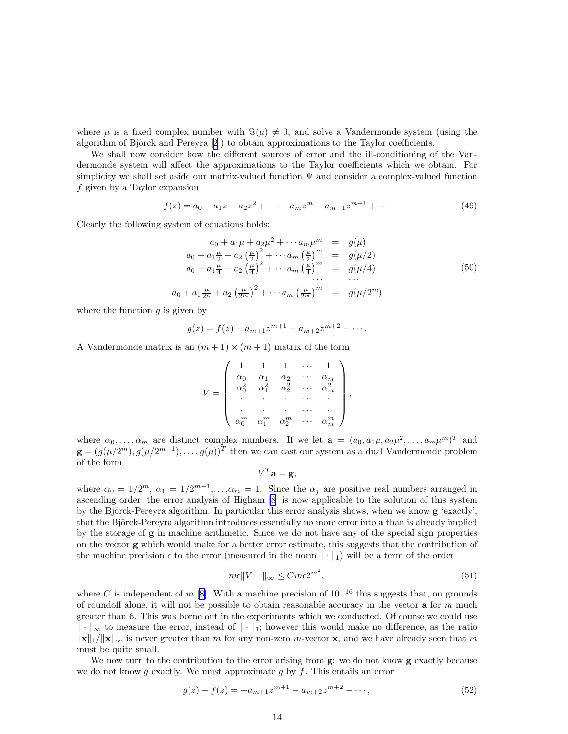where $\mu$ is a fixed complex number with $\Im(\mu) \neq 0$, and solve a Vandermonde system (using the algorithm of Björck and Pereyra [2]) to obtain approximations to the Taylor coefficients.

We shall now consider how the different sources of error and the ill-conditioning of the Vandermonde system will affect the approximations to the Taylor coefficients which we obtain. For simplicity we shall set aside our matrix-valued function $\Psi$ and consider a complex-valued function $f$ given by a Taylor expansion

$$f(z) = a_0 + a_1 z + a_2 z^2 + \cdots + a_m z^m + a_{m+1} z^{m+1} + \cdots \tag{49}$$

Clearly the following system of equations holds:

$$\begin{array}{rcl} a_0 + a_1\mu + a_2\mu^2 + \cdots a_m\mu^m & = & g(\mu) \\ a_0 + a_1\frac{\mu}{2} + a_2\left(\frac{\mu}{2}\right)^2 + \cdots a_m\left(\frac{\mu}{2}\right)^m & = & g(\mu/2) \\ a_0 + a_1\frac{\mu}{4} + a_2\left(\frac{\mu}{4}\right)^2 + \cdots a_m\left(\frac{\mu}{4}\right)^m & = & g(\mu/4) \\ \cdots & & \cdots \\ a_0 + a_1\frac{\mu}{2^n} + a_2\left(\frac{\mu}{2^m}\right)^2 + \cdots a_m\left(\frac{\mu}{2^m}\right)^m & = & g(\mu/2^m) \end{array} \tag{50}$$

where the function $g$ is given by

$$g(z) = f(z) - a_{m+1}z^{m+1} - a_{m+2}z^{m+2} - \cdots.$$

A Vandermonde matrix is an $(m+1) \times (m+1)$ matrix of the form

$$V = \begin{pmatrix} 1 & 1 & 1 & \cdots & 1 \\ \alpha_0 & \alpha_1 & \alpha_2 & \cdots & \alpha_m \\ \alpha_0^2 & \alpha_1^2 & \alpha_2^2 & \cdots & \alpha_m^2 \\ \cdot & \cdot & \cdot & \cdots & \cdot \\ \cdot & \cdot & \cdot & \cdots & \cdot \\ \alpha_0^m & \alpha_1^m & \alpha_2^m & \cdots & \alpha_m^m \end{pmatrix},$$

where $\alpha_0, \ldots, \alpha_m$ are distinct complex numbers. If we let $\mathbf{a} = (a_0, a_1\mu, a_2\mu^2, \ldots, a_m\mu^m)^T$ and $\mathbf{g} = (g(\mu/2^m), g(\mu/2^{m-1}), \ldots, g(\mu))^T$ then we can cast our system as a dual Vandermonde problem of the form

$$V^T\mathbf{a} = \mathbf{g},$$

where $\alpha_0 = 1/2^m$, $\alpha_1 = 1/2^{m-1}$,$\ldots$,$\alpha_m = 1$. Since the $\alpha_j$ are positive real numbers arranged in ascending order, the error analysis of Higham [8] is now applicable to the solution of this system by the Björck-Pereyra algorithm. In particular this error analysis shows, when we know $\mathbf{g}$ 'exactly', that the Björck-Pereyra algorithm introduces essentially no more error into $\mathbf{a}$ than is already implied by the storage of $\mathbf{g}$ in machine arithmetic. Since we do not have any of the special sign properties on the vector $\mathbf{g}$ which would make for a better error estimate, this suggests that the contribution of the machine precision $\epsilon$ to the error (measured in the norm $\|\cdot\|_1$) will be a term of the order

$$m\epsilon\|V^{-1}\|_\infty \leq Cm\epsilon 2^{m^2}, \tag{51}$$

where $C$ is independent of $m$ [8]. With a machine precision of $10^{-16}$ this suggests that, on grounds of roundoff alone, it will not be possible to obtain reasonable accuracy in the vector $\mathbf{a}$ for $m$ much greater than 6. This was borne out in the experiments which we conducted. Of course we could use $\|\cdot\|_\infty$ to measure the error, instead of $\|\cdot\|_1$; however this would make no difference, as the ratio $\|\mathbf{x}\|_1/\|\mathbf{x}\|_\infty$ is never greater than $m$ for any non-zero $m$-vector $\mathbf{x}$, and we have already seen that $m$ must be quite small.

We now turn to the contribution to the error arising from $\mathbf{g}$: we do not know $\mathbf{g}$ exactly because we do not know $g$ exactly. We must approximate $g$ by $f$. This entails an error

$$g(z) - f(z) = -a_{m+1}z^{m+1} - a_{m+2}z^{m+2} - \cdots, \tag{52}$$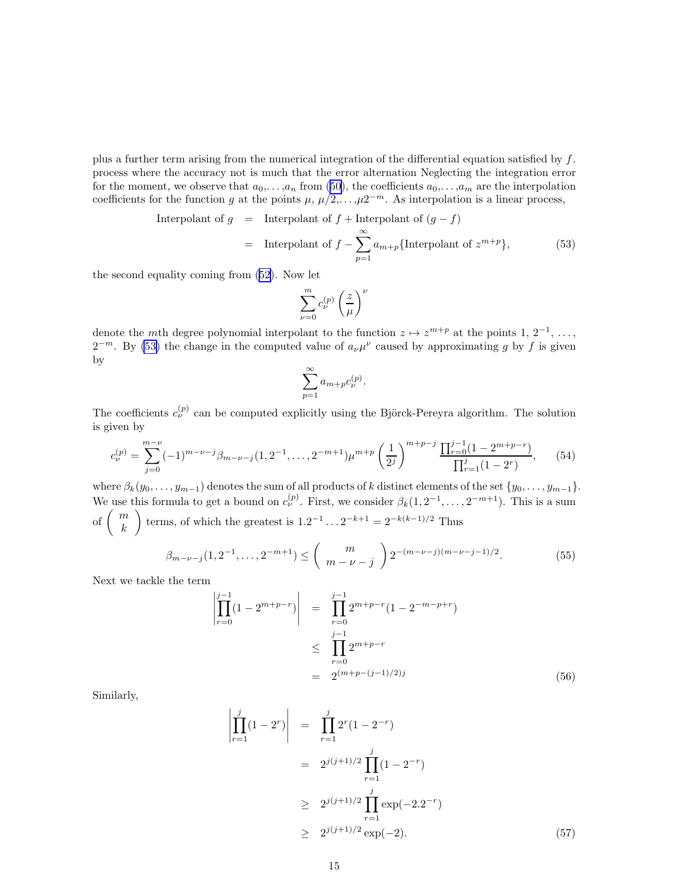plus a further term arising from the numerical integration of the differential equation satisfied by $f$. process where the accuracy not is much that the error alternation Neglecting the integration error for the moment, we observe that $a_0,\ldots,a_n$ from (50), the coefficients $a_0,\ldots,a_m$ are the interpolation coefficients for the function $g$ at the points $\mu$, $\mu/2,\ldots,\mu 2^{-m}$. As interpolation is a linear process,

$$
\begin{aligned}
\text{Interpolant of } g &= \text{Interpolant of } f + \text{Interpolant of } (g-f) \\
&= \text{Interpolant of } f - \sum_{p=1}^{\infty} a_{m+p}\{\text{Interpolant of } z^{m+p}\},
\end{aligned} \tag{53}
$$

the second equality coming from (52). Now let

$$
\sum_{\nu=0}^{m} c_\nu^{(p)} \left(\frac{z}{\mu}\right)^\nu
$$

denote the $m$th degree polynomial interpolant to the function $z \mapsto z^{m+p}$ at the points 1, $2^{-1}$, ..., $2^{-m}$. By (53) the change in the computed value of $a_\nu \mu^\nu$ caused by approximating $g$ by $f$ is given by

$$
\sum_{p=1}^{\infty} a_{m+p} c_\nu^{(p)}.
$$

The coefficients $c_\nu^{(p)}$ can be computed explicitly using the Björck-Pereyra algorithm. The solution is given by

$$
c_\nu^{(p)} = \sum_{j=0}^{m-\nu} (-1)^{m-\nu-j} \beta_{m-\nu-j}(1, 2^{-1}, \ldots, 2^{-m+1}) \mu^{m+p} \left(\frac{1}{2^j}\right)^{m+p-j} \frac{\prod_{r=0}^{j-1}(1-2^{m+p-r})}{\prod_{r=1}^{j}(1-2^r)}, \tag{54}
$$

where $\beta_k(y_0, \ldots, y_{m-1})$ denotes the sum of all products of $k$ distinct elements of the set $\{y_0, \ldots, y_{m-1}\}$. We use this formula to get a bound on $c_\nu^{(p)}$. First, we consider $\beta_k(1, 2^{-1}, \ldots, 2^{-m+1})$. This is a sum of $\binom{m}{k}$ terms, of which the greatest is $1.2^{-1}\ldots 2^{-k+1} = 2^{-k(k-1)/2}$ Thus

$$
\beta_{m-\nu-j}(1, 2^{-1}, \ldots, 2^{-m+1}) \leq \binom{m}{m-\nu-j} 2^{-(m-\nu-j)(m-\nu-j-1)/2}. \tag{55}
$$

Next we tackle the term

$$
\begin{aligned}
\left|\prod_{r=0}^{j-1}(1-2^{m+p-r})\right| &= \prod_{r=0}^{j-1} 2^{m+p-r}(1-2^{-m-p+r}) \\
&\leq \prod_{r=0}^{j-1} 2^{m+p-r} \\
&= 2^{(m+p-(j-1)/2)j}
\end{aligned} \tag{56}
$$

Similarly,

$$
\begin{aligned}
\left|\prod_{r=1}^{j}(1-2^r)\right| &= \prod_{r=1}^{j} 2^r(1-2^{-r}) \\
&= 2^{j(j+1)/2} \prod_{r=1}^{j}(1-2^{-r}) \\
&\geq 2^{j(j+1)/2} \prod_{r=1}^{j} \exp(-2.2^{-r}) \\
&\geq 2^{j(j+1)/2} \exp(-2).
\end{aligned} \tag{57}
$$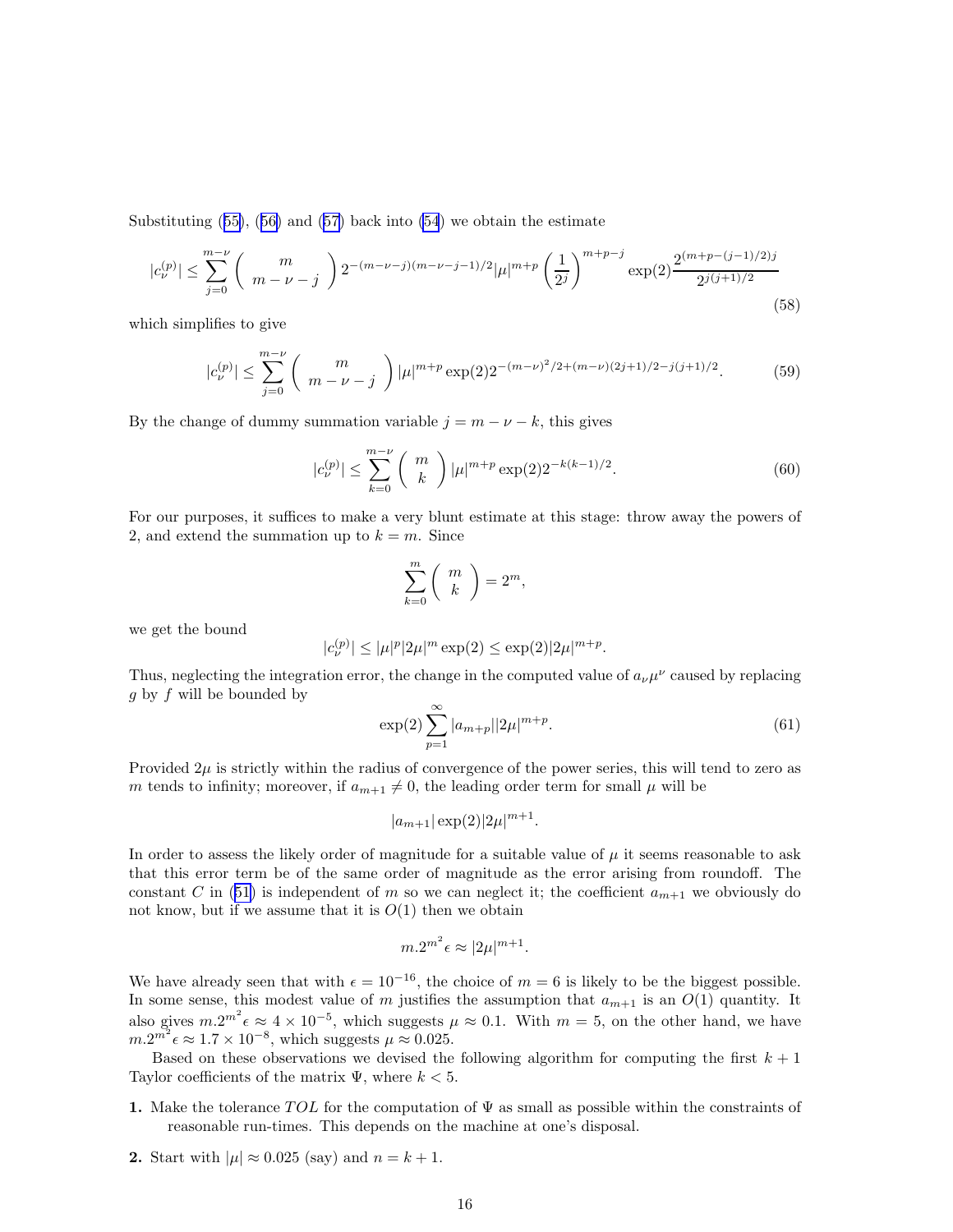Substituting (55), (56) and (57) back into (54) we obtain the estimate

$$|c_\nu^{(p)}| \le \sum_{j=0}^{m-\nu} \binom{m}{m-\nu-j} 2^{-(m-\nu-j)(m-\nu-j-1)/2} |\mu|^{m+p} \left(\frac{1}{2^j}\right)^{m+p-j} \exp(2) \frac{2^{(m+p-(j-1)/2)j}}{2^{j(j+1)/2}} \tag{58}$$

which simplifies to give

$$|c_\nu^{(p)}| \le \sum_{j=0}^{m-\nu} \binom{m}{m-\nu-j} |\mu|^{m+p} \exp(2) 2^{-(m-\nu)^2/2+(m-\nu)(2j+1)/2-j(j+1)/2}. \tag{59}$$

By the change of dummy summation variable $j = m - \nu - k$, this gives

$$|c_\nu^{(p)}| \le \sum_{k=0}^{m-\nu} \binom{m}{k} |\mu|^{m+p} \exp(2) 2^{-k(k-1)/2}. \tag{60}$$

For our purposes, it suffices to make a very blunt estimate at this stage: throw away the powers of 2, and extend the summation up to $k = m$. Since

$$\sum_{k=0}^{m} \binom{m}{k} = 2^m,$$

we get the bound

$$|c_\nu^{(p)}| \le |\mu|^p |2\mu|^m \exp(2) \le \exp(2) |2\mu|^{m+p}.$$

Thus, neglecting the integration error, the change in the computed value of $a_\nu \mu^\nu$ caused by replacing $g$ by $f$ will be bounded by

$$\exp(2) \sum_{p=1}^{\infty} |a_{m+p}| |2\mu|^{m+p}. \tag{61}$$

Provided $2\mu$ is strictly within the radius of convergence of the power series, this will tend to zero as $m$ tends to infinity; moreover, if $a_{m+1} \neq 0$, the leading order term for small $\mu$ will be

$$|a_{m+1}| \exp(2) |2\mu|^{m+1}.$$

In order to assess the likely order of magnitude for a suitable value of $\mu$ it seems reasonable to ask that this error term be of the same order of magnitude as the error arising from roundoff. The constant $C$ in (51) is independent of $m$ so we can neglect it; the coefficient $a_{m+1}$ we obviously do not know, but if we assume that it is $O(1)$ then we obtain

$$m.2^{m^2} \epsilon \approx |2\mu|^{m+1}.$$

We have already seen that with $\epsilon = 10^{-16}$, the choice of $m = 6$ is likely to be the biggest possible. In some sense, this modest value of $m$ justifies the assumption that $a_{m+1}$ is an $O(1)$ quantity. It also gives $m.2^{m^2}\epsilon \approx 4 \times 10^{-5}$, which suggests $\mu \approx 0.1$. With $m = 5$, on the other hand, we have $m.2^{m^2}\epsilon \approx 1.7 \times 10^{-8}$, which suggests $\mu \approx 0.025$.

Based on these observations we devised the following algorithm for computing the first $k + 1$ Taylor coefficients of the matrix $\Psi$, where $k < 5$.

**1.** Make the tolerance $TOL$ for the computation of $\Psi$ as small as possible within the constraints of reasonable run-times. This depends on the machine at one's disposal.

**2.** Start with $|\mu| \approx 0.025$ (say) and $n = k + 1$.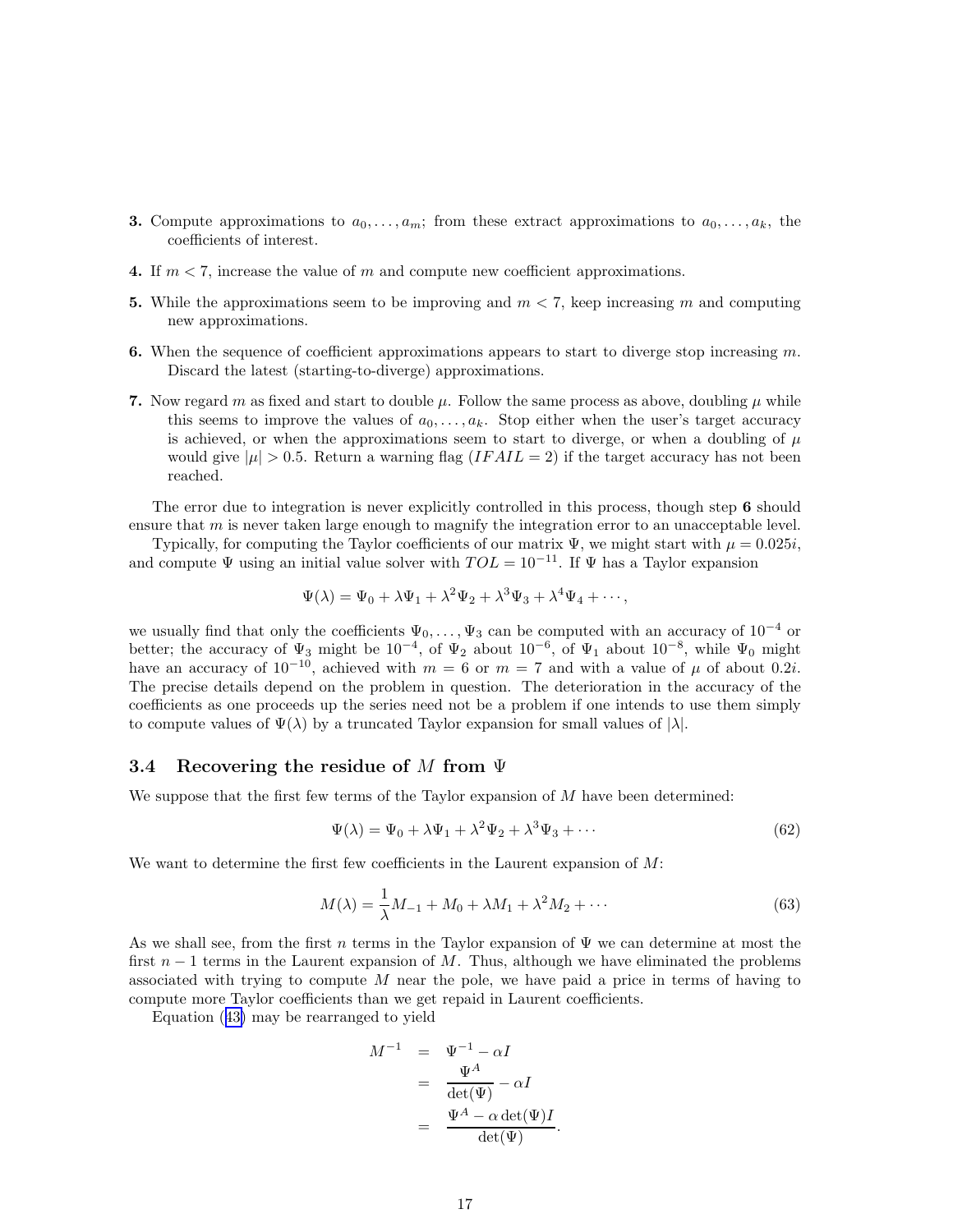**3.** Compute approximations to $a_0, \ldots, a_m$; from these extract approximations to $a_0, \ldots, a_k$, the coefficients of interest.

**4.** If $m < 7$, increase the value of $m$ and compute new coefficient approximations.

**5.** While the approximations seem to be improving and $m < 7$, keep increasing $m$ and computing new approximations.

**6.** When the sequence of coefficient approximations appears to start to diverge stop increasing $m$. Discard the latest (starting-to-diverge) approximations.

**7.** Now regard $m$ as fixed and start to double $\mu$. Follow the same process as above, doubling $\mu$ while this seems to improve the values of $a_0, \ldots, a_k$. Stop either when the user's target accuracy is achieved, or when the approximations seem to start to diverge, or when a doubling of $\mu$ would give $|\mu| > 0.5$. Return a warning flag ($IFAIL = 2$) if the target accuracy has not been reached.

The error due to integration is never explicitly controlled in this process, though step **6** should ensure that $m$ is never taken large enough to magnify the integration error to an unacceptable level.

Typically, for computing the Taylor coefficients of our matrix $\Psi$, we might start with $\mu = 0.025i$, and compute $\Psi$ using an initial value solver with $TOL = 10^{-11}$. If $\Psi$ has a Taylor expansion

$$\Psi(\lambda) = \Psi_0 + \lambda\Psi_1 + \lambda^2\Psi_2 + \lambda^3\Psi_3 + \lambda^4\Psi_4 + \cdots,$$

we usually find that only the coefficients $\Psi_0, \ldots, \Psi_3$ can be computed with an accuracy of $10^{-4}$ or better; the accuracy of $\Psi_3$ might be $10^{-4}$, of $\Psi_2$ about $10^{-6}$, of $\Psi_1$ about $10^{-8}$, while $\Psi_0$ might have an accuracy of $10^{-10}$, achieved with $m = 6$ or $m = 7$ and with a value of $\mu$ of about $0.2i$. The precise details depend on the problem in question. The deterioration in the accuracy of the coefficients as one proceeds up the series need not be a problem if one intends to use them simply to compute values of $\Psi(\lambda)$ by a truncated Taylor expansion for small values of $|\lambda|$.

### 3.4 Recovering the residue of $M$ from $\Psi$

We suppose that the first few terms of the Taylor expansion of $M$ have been determined:

$$\Psi(\lambda) = \Psi_0 + \lambda\Psi_1 + \lambda^2\Psi_2 + \lambda^3\Psi_3 + \cdots \tag{62}$$

We want to determine the first few coefficients in the Laurent expansion of $M$:

$$M(\lambda) = \frac{1}{\lambda}M_{-1} + M_0 + \lambda M_1 + \lambda^2 M_2 + \cdots \tag{63}$$

As we shall see, from the first $n$ terms in the Taylor expansion of $\Psi$ we can determine at most the first $n-1$ terms in the Laurent expansion of $M$. Thus, although we have eliminated the problems associated with trying to compute $M$ near the pole, we have paid a price in terms of having to compute more Taylor coefficients than we get repaid in Laurent coefficients.

Equation (43) may be rearranged to yield

$$\begin{aligned} M^{-1} &= \Psi^{-1} - \alpha I \\ &= \frac{\Psi^A}{\det(\Psi)} - \alpha I \\ &= \frac{\Psi^A - \alpha \det(\Psi) I}{\det(\Psi)}. \end{aligned}$$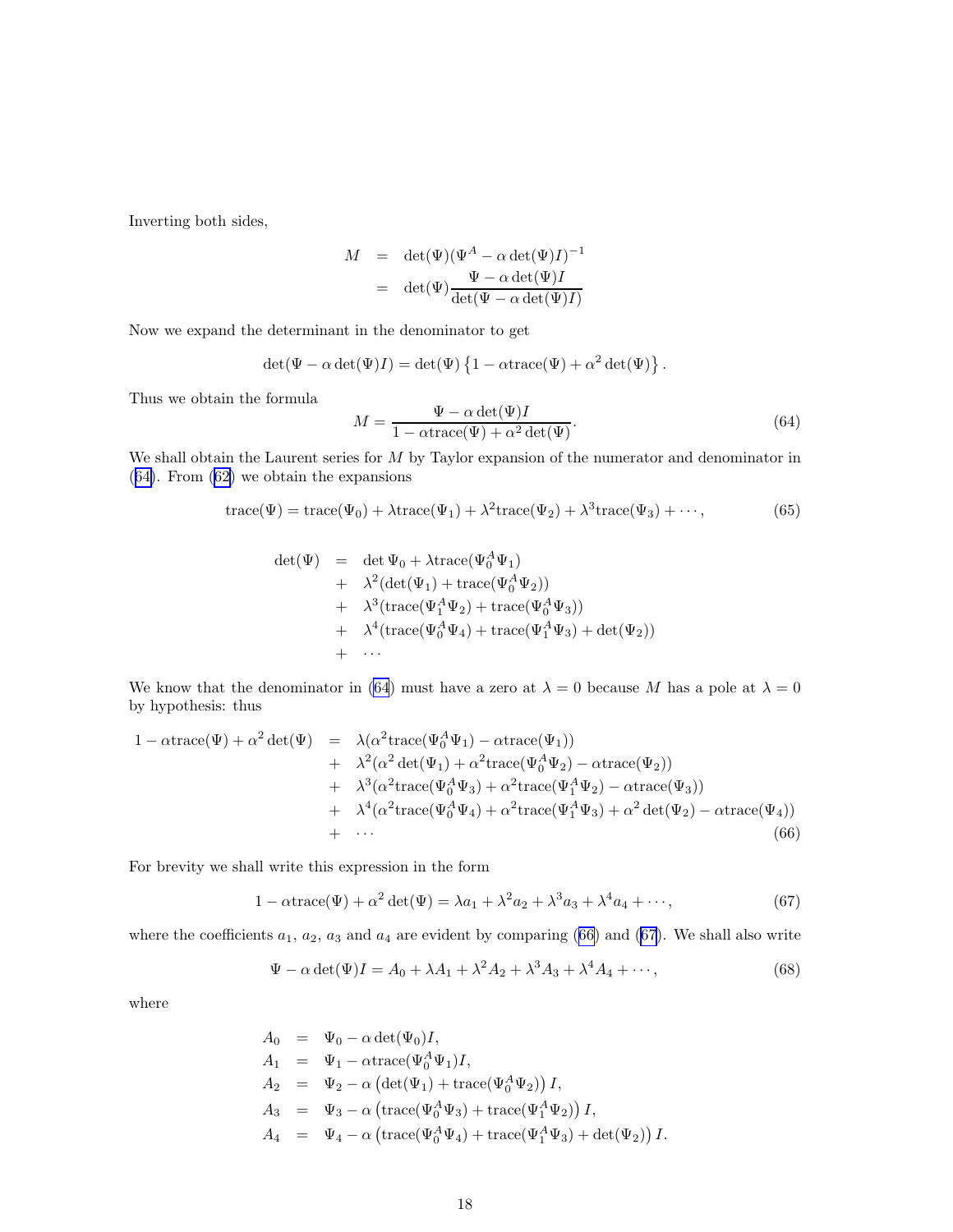Inverting both sides,

$$
\begin{aligned}
M &= \det(\Psi)(\Psi^A - \alpha \det(\Psi) I)^{-1} \\
&= \det(\Psi) \frac{\Psi - \alpha \det(\Psi) I}{\det(\Psi - \alpha \det(\Psi) I)}
\end{aligned}
$$

Now we expand the determinant in the denominator to get

$$
\det(\Psi - \alpha \det(\Psi) I) = \det(\Psi) \left\{ 1 - \alpha \mathrm{trace}(\Psi) + \alpha^2 \det(\Psi) \right\}.
$$

Thus we obtain the formula

$$
M = \frac{\Psi - \alpha \det(\Psi) I}{1 - \alpha \mathrm{trace}(\Psi) + \alpha^2 \det(\Psi)}. \tag{64}
$$

We shall obtain the Laurent series for $M$ by Taylor expansion of the numerator and denominator in (64). From (62) we obtain the expansions

$$
\mathrm{trace}(\Psi) = \mathrm{trace}(\Psi_0) + \lambda \mathrm{trace}(\Psi_1) + \lambda^2 \mathrm{trace}(\Psi_2) + \lambda^3 \mathrm{trace}(\Psi_3) + \cdots, \tag{65}
$$

$$
\begin{aligned}
\det(\Psi) &= \det \Psi_0 + \lambda \mathrm{trace}(\Psi_0^A \Psi_1) \\
&+ \lambda^2 (\det(\Psi_1) + \mathrm{trace}(\Psi_0^A \Psi_2)) \\
&+ \lambda^3 (\mathrm{trace}(\Psi_1^A \Psi_2) + \mathrm{trace}(\Psi_0^A \Psi_3)) \\
&+ \lambda^4 (\mathrm{trace}(\Psi_0^A \Psi_4) + \mathrm{trace}(\Psi_1^A \Psi_3) + \det(\Psi_2)) \\
&+ \cdots
\end{aligned}
$$

We know that the denominator in (64) must have a zero at $\lambda = 0$ because $M$ has a pole at $\lambda = 0$ by hypothesis: thus

$$
\begin{aligned}
1 - \alpha \mathrm{trace}(\Psi) + \alpha^2 \det(\Psi) &= \lambda (\alpha^2 \mathrm{trace}(\Psi_0^A \Psi_1) - \alpha \mathrm{trace}(\Psi_1)) \\
&+ \lambda^2 (\alpha^2 \det(\Psi_1) + \alpha^2 \mathrm{trace}(\Psi_0^A \Psi_2) - \alpha \mathrm{trace}(\Psi_2)) \\
&+ \lambda^3 (\alpha^2 \mathrm{trace}(\Psi_0^A \Psi_3) + \alpha^2 \mathrm{trace}(\Psi_1^A \Psi_2) - \alpha \mathrm{trace}(\Psi_3)) \\
&+ \lambda^4 (\alpha^2 \mathrm{trace}(\Psi_0^A \Psi_4) + \alpha^2 \mathrm{trace}(\Psi_1^A \Psi_3) + \alpha^2 \det(\Psi_2) - \alpha \mathrm{trace}(\Psi_4)) \\
&+ \cdots
\end{aligned} \tag{66}
$$

For brevity we shall write this expression in the form

$$
1 - \alpha \mathrm{trace}(\Psi) + \alpha^2 \det(\Psi) = \lambda a_1 + \lambda^2 a_2 + \lambda^3 a_3 + \lambda^4 a_4 + \cdots, \tag{67}
$$

where the coefficients $a_1$, $a_2$, $a_3$ and $a_4$ are evident by comparing (66) and (67). We shall also write

$$
\Psi - \alpha \det(\Psi) I = A_0 + \lambda A_1 + \lambda^2 A_2 + \lambda^3 A_3 + \lambda^4 A_4 + \cdots, \tag{68}
$$

where

$$
\begin{aligned}
A_0 &= \Psi_0 - \alpha \det(\Psi_0) I, \\
A_1 &= \Psi_1 - \alpha \mathrm{trace}(\Psi_0^A \Psi_1) I, \\
A_2 &= \Psi_2 - \alpha \left( \det(\Psi_1) + \mathrm{trace}(\Psi_0^A \Psi_2) \right) I, \\
A_3 &= \Psi_3 - \alpha \left( \mathrm{trace}(\Psi_0^A \Psi_3) + \mathrm{trace}(\Psi_1^A \Psi_2) \right) I, \\
A_4 &= \Psi_4 - \alpha \left( \mathrm{trace}(\Psi_0^A \Psi_4) + \mathrm{trace}(\Psi_1^A \Psi_3) + \det(\Psi_2) \right) I.
\end{aligned}
$$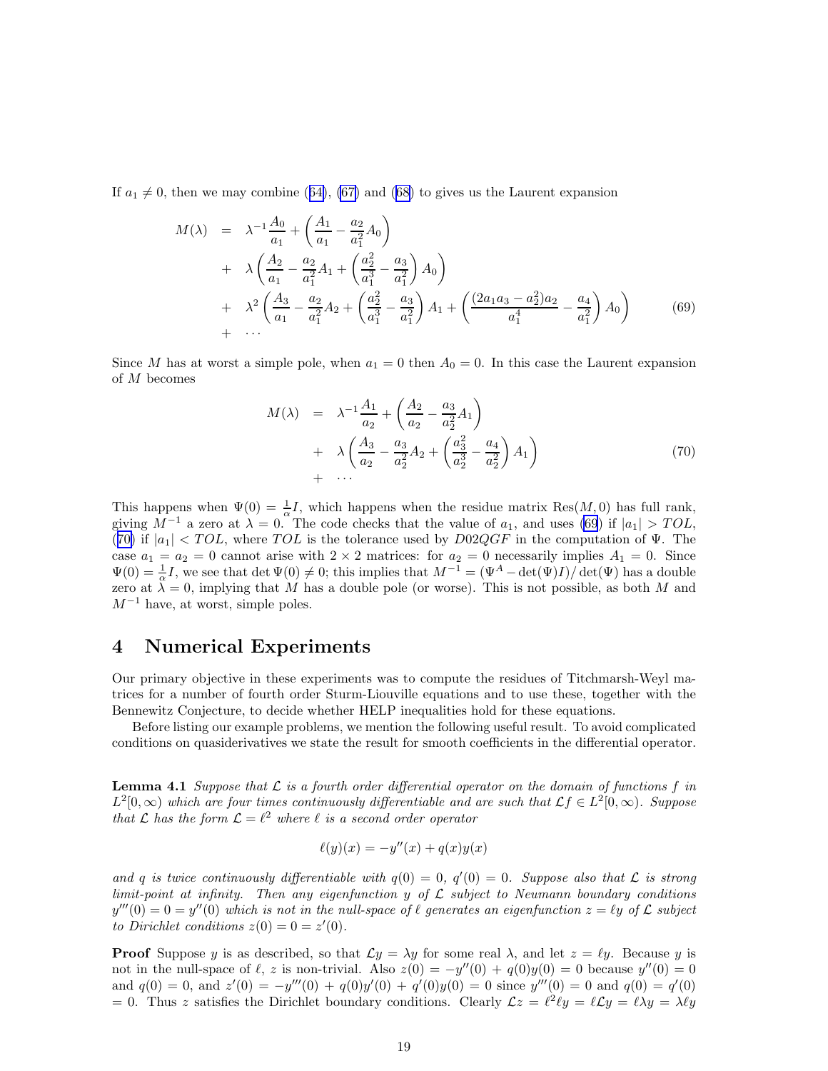If $a_1 \neq 0$, then we may combine (64), (67) and (68) to gives us the Laurent expansion

$$
\begin{aligned}
M(\lambda) &= \lambda^{-1}\frac{A_0}{a_1} + \left(\frac{A_1}{a_1} - \frac{a_2}{a_1^2}A_0\right) \\
&+ \lambda\left(\frac{A_2}{a_1} - \frac{a_2}{a_1^2}A_1 + \left(\frac{a_2^2}{a_1^3} - \frac{a_3}{a_1^2}\right)A_0\right) \\
&+ \lambda^2\left(\frac{A_3}{a_1} - \frac{a_2}{a_1^2}A_2 + \left(\frac{a_2^2}{a_1^3} - \frac{a_3}{a_1^2}\right)A_1 + \left(\frac{(2a_1a_3 - a_2^2)a_2}{a_1^4} - \frac{a_4}{a_1^2}\right)A_0\right) \\
&+ \cdots
\end{aligned}
\tag{69}
$$

Since $M$ has at worst a simple pole, when $a_1 = 0$ then $A_0 = 0$. In this case the Laurent expansion of $M$ becomes

$$
\begin{aligned}
M(\lambda) &= \lambda^{-1}\frac{A_1}{a_2} + \left(\frac{A_2}{a_2} - \frac{a_3}{a_2^2}A_1\right) \\
&+ \lambda\left(\frac{A_3}{a_2} - \frac{a_3}{a_2^2}A_2 + \left(\frac{a_3^2}{a_2^3} - \frac{a_4}{a_2^2}\right)A_1\right) \\
&+ \cdots
\end{aligned}
\tag{70}
$$

This happens when $\Psi(0) = \frac{1}{\alpha}I$, which happens when the residue matrix $\mathrm{Res}(M, 0)$ has full rank, giving $M^{-1}$ a zero at $\lambda = 0$. The code checks that the value of $a_1$, and uses (69) if $|a_1| > TOL$, (70) if $|a_1| < TOL$, where $TOL$ is the tolerance used by $D02QGF$ in the computation of $\Psi$. The case $a_1 = a_2 = 0$ cannot arise with $2 \times 2$ matrices: for $a_2 = 0$ necessarily implies $A_1 = 0$. Since $\Psi(0) = \frac{1}{\alpha}I$, we see that $\det \Psi(0) \neq 0$; this implies that $M^{-1} = (\Psi^A - \det(\Psi)I)/\det(\Psi)$ has a double zero at $\lambda = 0$, implying that $M$ has a double pole (or worse). This is not possible, as both $M$ and $M^{-1}$ have, at worst, simple poles.

## 4 Numerical Experiments

Our primary objective in these experiments was to compute the residues of Titchmarsh-Weyl matrices for a number of fourth order Sturm-Liouville equations and to use these, together with the Bennewitz Conjecture, to decide whether HELP inequalities hold for these equations.

Before listing our example problems, we mention the following useful result. To avoid complicated conditions on quasiderivatives we state the result for smooth coefficients in the differential operator.

**Lemma 4.1** *Suppose that $\mathcal{L}$ is a fourth order differential operator on the domain of functions $f$ in $L^2[0, \infty)$ which are four times continuously differentiable and are such that $\mathcal{L}f \in L^2[0, \infty)$. Suppose that $\mathcal{L}$ has the form $\mathcal{L} = \ell^2$ where $\ell$ is a second order operator*

$$\ell(y)(x) = -y''(x) + q(x)y(x)$$

*and $q$ is twice continuously differentiable with $q(0) = 0$, $q'(0) = 0$. Suppose also that $\mathcal{L}$ is strong limit-point at infinity. Then any eigenfunction $y$ of $\mathcal{L}$ subject to Neumann boundary conditions $y'''(0) = 0 = y''(0)$ which is not in the null-space of $\ell$ generates an eigenfunction $z = \ell y$ of $\mathcal{L}$ subject to Dirichlet conditions $z(0) = 0 = z'(0)$.*

**Proof** Suppose $y$ is as described, so that $\mathcal{L}y = \lambda y$ for some real $\lambda$, and let $z = \ell y$. Because $y$ is not in the null-space of $\ell$, $z$ is non-trivial. Also $z(0) = -y''(0) + q(0)y(0) = 0$ because $y''(0) = 0$ and $q(0) = 0$, and $z'(0) = -y'''(0) + q(0)y'(0) + q'(0)y(0) = 0$ since $y'''(0) = 0$ and $q(0) = q'(0) = 0$. Thus $z$ satisfies the Dirichlet boundary conditions. Clearly $\mathcal{L}z = \ell^2\ell y = \ell\mathcal{L}y = \ell\lambda y = \lambda\ell y$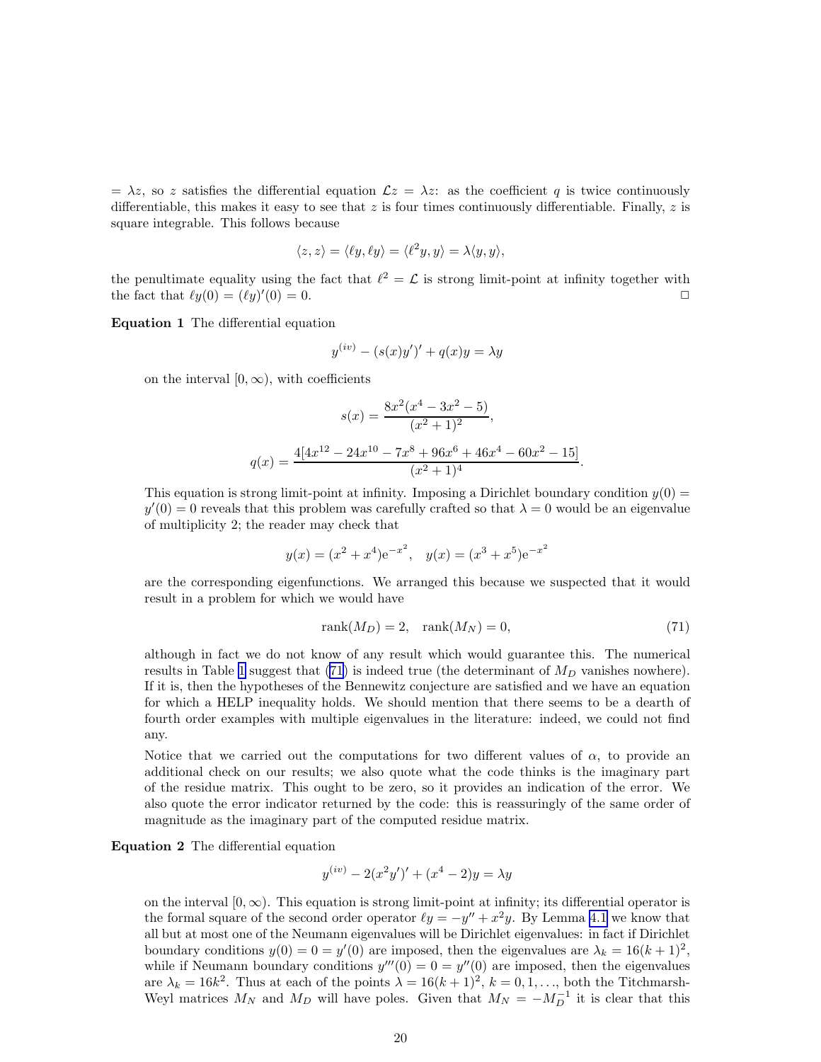$= \lambda z$, so $z$ satisfies the differential equation $\mathcal{L}z = \lambda z$: as the coefficient $q$ is twice continuously differentiable, this makes it easy to see that $z$ is four times continuously differentiable. Finally, $z$ is square integrable. This follows because

$$\langle z, z\rangle = \langle \ell y, \ell y\rangle = \langle \ell^2 y, y\rangle = \lambda\langle y, y\rangle,$$

the penultimate equality using the fact that $\ell^2 = \mathcal{L}$ is strong limit-point at infinity together with the fact that $\ell y(0) = (\ell y)'(0) = 0$. □

**Equation 1** The differential equation

$$y^{(iv)} - (s(x)y')' + q(x)y = \lambda y$$

on the interval $[0, \infty)$, with coefficients

$$s(x) = \frac{8x^2(x^4 - 3x^2 - 5)}{(x^2+1)^2},$$

$$q(x) = \frac{4[4x^{12} - 24x^{10} - 7x^8 + 96x^6 + 46x^4 - 60x^2 - 15]}{(x^2+1)^4}.$$

This equation is strong limit-point at infinity. Imposing a Dirichlet boundary condition $y(0) = y'(0) = 0$ reveals that this problem was carefully crafted so that $\lambda = 0$ would be an eigenvalue of multiplicity 2; the reader may check that

$$y(x) = (x^2 + x^4)\mathrm{e}^{-x^2}, \quad y(x) = (x^3 + x^5)\mathrm{e}^{-x^2}$$

are the corresponding eigenfunctions. We arranged this because we suspected that it would result in a problem for which we would have

$$\mathrm{rank}(M_D) = 2, \quad \mathrm{rank}(M_N) = 0, \tag{71}$$

although in fact we do not know of any result which would guarantee this. The numerical results in Table 1 suggest that (71) is indeed true (the determinant of $M_D$ vanishes nowhere). If it is, then the hypotheses of the Bennewitz conjecture are satisfied and we have an equation for which a HELP inequality holds. We should mention that there seems to be a dearth of fourth order examples with multiple eigenvalues in the literature: indeed, we could not find any.

Notice that we carried out the computations for two different values of $\alpha$, to provide an additional check on our results; we also quote what the code thinks is the imaginary part of the residue matrix. This ought to be zero, so it provides an indication of the error. We also quote the error indicator returned by the code: this is reassuringly of the same order of magnitude as the imaginary part of the computed residue matrix.

**Equation 2** The differential equation

$$y^{(iv)} - 2(x^2y')' + (x^4 - 2)y = \lambda y$$

on the interval $[0, \infty)$. This equation is strong limit-point at infinity; its differential operator is the formal square of the second order operator $\ell y = -y'' + x^2 y$. By Lemma 4.1 we know that all but at most one of the Neumann eigenvalues will be Dirichlet eigenvalues: in fact if Dirichlet boundary conditions $y(0) = 0 = y'(0)$ are imposed, then the eigenvalues are $\lambda_k = 16(k+1)^2$, while if Neumann boundary conditions $y'''(0) = 0 = y''(0)$ are imposed, then the eigenvalues are $\lambda_k = 16k^2$. Thus at each of the points $\lambda = 16(k+1)^2$, $k = 0, 1, \ldots$, both the Titchmarsh-Weyl matrices $M_N$ and $M_D$ will have poles. Given that $M_N = -M_D^{-1}$ it is clear that this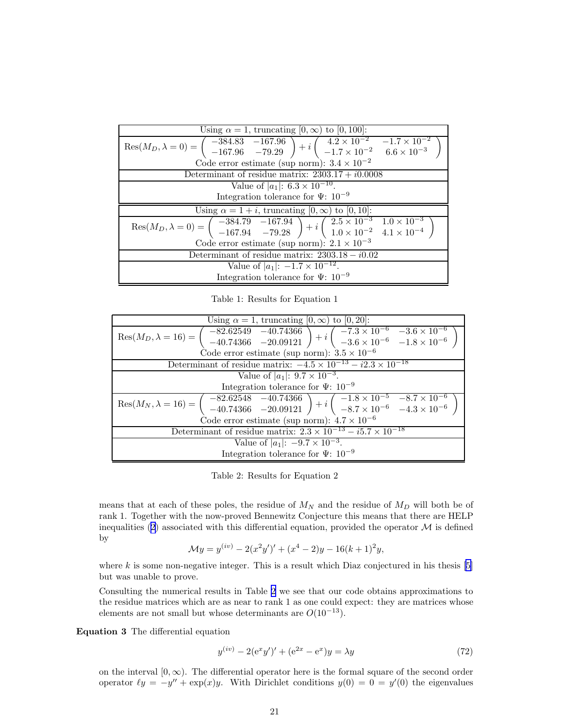| Using $\alpha = 1$, truncating $[0,\infty)$ to $[0,100]$: |
|---|
| $\mathrm{Res}(M_D, \lambda = 0) = \begin{pmatrix} -384.83 & -167.96 \\ -167.96 & -79.29 \end{pmatrix} + i \begin{pmatrix} 4.2\times 10^{-2} & -1.7\times 10^{-2} \\ -1.7\times 10^{-2} & 6.6\times 10^{-3} \end{pmatrix}$ <br> Code error estimate (sup norm): $3.4 \times 10^{-2}$ |
| Determinant of residue matrix: $2303.17 + i0.0008$ |
| Value of $\lvert a_1 \rvert$: $6.3 \times 10^{-10}$. <br> Integration tolerance for $\Psi$: $10^{-9}$ |
| Using $\alpha = 1 + i$, truncating $[0,\infty)$ to $[0,10]$: |
| $\mathrm{Res}(M_D, \lambda = 0) = \begin{pmatrix} -384.79 & -167.94 \\ -167.94 & -79.28 \end{pmatrix} + i \begin{pmatrix} 2.5\times 10^{-3} & 1.0\times 10^{-3} \\ 1.0\times 10^{-2} & 4.1\times 10^{-4} \end{pmatrix}$ <br> Code error estimate (sup norm): $2.1 \times 10^{-3}$ |
| Determinant of residue matrix: $2303.18 - i0.02$ |
| Value of $\lvert a_1 \rvert$: $-1.7 \times 10^{-12}$. <br> Integration tolerance for $\Psi$: $10^{-9}$ |

Table 1: Results for Equation 1

| Using $\alpha = 1$, truncating $[0,\infty)$ to $[0,20]$: |
|---|
| $\mathrm{Res}(M_D, \lambda = 16) = \begin{pmatrix} -82.62549 & -40.74366 \\ -40.74366 & -20.09121 \end{pmatrix} + i \begin{pmatrix} -7.3\times 10^{-6} & -3.6\times 10^{-6} \\ -3.6\times 10^{-6} & -1.8\times 10^{-6} \end{pmatrix}$ <br> Code error estimate (sup norm): $3.5 \times 10^{-6}$ |
| Determinant of residue matrix: $-4.5 \times 10^{-13} - i2.3 \times 10^{-18}$ |
| Value of $\lvert a_1 \rvert$: $9.7 \times 10^{-3}$. <br> Integration tolerance for $\Psi$: $10^{-9}$ |
| $\mathrm{Res}(M_N, \lambda = 16) = \begin{pmatrix} -82.62548 & -40.74366 \\ -40.74366 & -20.09121 \end{pmatrix} + i \begin{pmatrix} -1.8\times 10^{-5} & -8.7\times 10^{-6} \\ -8.7\times 10^{-6} & -4.3\times 10^{-6} \end{pmatrix}$ <br> Code error estimate (sup norm): $4.7 \times 10^{-6}$ |
| Determinant of residue matrix: $2.3 \times 10^{-13} - i5.7 \times 10^{-18}$ |
| Value of $\lvert a_1 \rvert$: $-9.7 \times 10^{-3}$. <br> Integration tolerance for $\Psi$: $10^{-9}$ |

Table 2: Results for Equation 2

means that at each of these poles, the residue of $M_N$ and the residue of $M_D$ will both be of rank 1. Together with the now-proved Bennewitz Conjecture this means that there are HELP inequalities (2) associated with this differential equation, provided the operator $\mathcal{M}$ is defined by

$$\mathcal{M}y = y^{(iv)} - 2(x^2 y')' + (x^4 - 2)y - 16(k+1)^2 y,$$

where $k$ is some non-negative integer. This is a result which Diaz conjectured in his thesis [5] but was unable to prove.

Consulting the numerical results in Table 2 we see that our code obtains approximations to the residue matrices which are as near to rank 1 as one could expect: they are matrices whose elements are not small but whose determinants are $O(10^{-13})$.

**Equation 3** The differential equation

$$y^{(iv)} - 2(\mathrm{e}^x y')' + (\mathrm{e}^{2x} - \mathrm{e}^x)y = \lambda y \tag{72}$$

on the interval $[0,\infty)$. The differential operator here is the formal square of the second order operator $\ell y = -y'' + \exp(x)y$. With Dirichlet conditions $y(0) = 0 = y'(0)$ the eigenvalues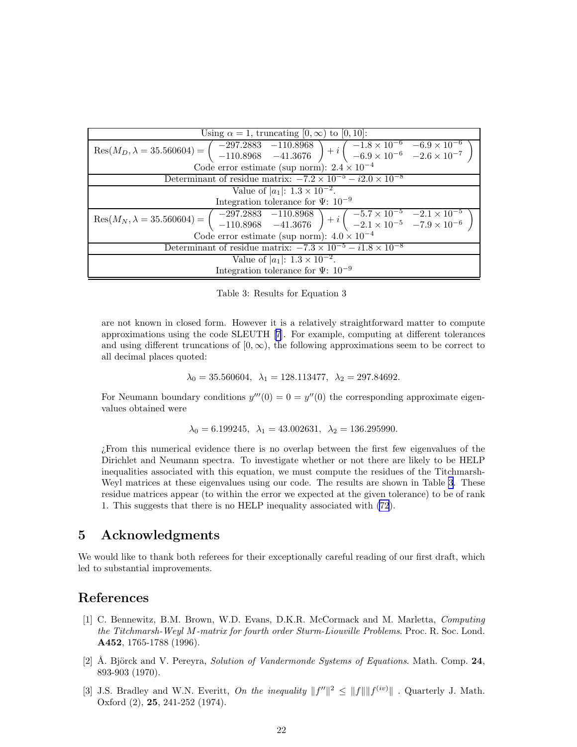| Using $\alpha = 1$, truncating $[0, \infty)$ to $[0, 10]$: |
|---|
| $\text{Res}(M_D, \lambda = 35.560604) = \begin{pmatrix} -297.2883 & -110.8968 \\ -110.8968 & -41.3676 \end{pmatrix} + i \begin{pmatrix} -1.8 \times 10^{-6} & -6.9 \times 10^{-6} \\ -6.9 \times 10^{-6} & -2.6 \times 10^{-7} \end{pmatrix}$ |
| Code error estimate (sup norm): $2.4 \times 10^{-4}$ |
| Determinant of residue matrix: $-7.2 \times 10^{-5} - i2.0 \times 10^{-8}$ |
| Value of $\lvert a_1 \rvert$: $1.3 \times 10^{-2}$. |
| Integration tolerance for $\Psi$: $10^{-9}$ |
| $\text{Res}(M_N, \lambda = 35.560604) = \begin{pmatrix} -297.2883 & -110.8968 \\ -110.8968 & -41.3676 \end{pmatrix} + i \begin{pmatrix} -5.7 \times 10^{-5} & -2.1 \times 10^{-5} \\ -2.1 \times 10^{-5} & -7.9 \times 10^{-6} \end{pmatrix}$ |
| Code error estimate (sup norm): $4.0 \times 10^{-4}$ |
| Determinant of residue matrix: $-7.3 \times 10^{-5} - i1.8 \times 10^{-8}$ |
| Value of $\lvert a_1 \rvert$: $1.3 \times 10^{-2}$. |
| Integration tolerance for $\Psi$: $10^{-9}$ |

Table 3: Results for Equation 3

are not known in closed form. However it is a relatively straightforward matter to compute approximations using the code SLEUTH [7]. For example, computing at different tolerances and using different truncations of $[0, \infty)$, the following approximations seem to be correct to all decimal places quoted:

$$\lambda_0 = 35.560604, \;\; \lambda_1 = 128.113477, \;\; \lambda_2 = 297.84692.$$

For Neumann boundary conditions $y'''(0) = 0 = y''(0)$ the corresponding approximate eigenvalues obtained were

$$\lambda_0 = 6.199245, \;\; \lambda_1 = 43.002631, \;\; \lambda_2 = 136.295990.$$

¿From this numerical evidence there is no overlap between the first few eigenvalues of the Dirichlet and Neumann spectra. To investigate whether or not there are likely to be HELP inequalities associated with this equation, we must compute the residues of the Titchmarsh-Weyl matrices at these eigenvalues using our code. The results are shown in Table 3. These residue matrices appear (to within the error we expected at the given tolerance) to be of rank 1. This suggests that there is no HELP inequality associated with (72).

## 5 Acknowledgments

We would like to thank both referees for their exceptionally careful reading of our first draft, which led to substantial improvements.

## References

[1] C. Bennewitz, B.M. Brown, W.D. Evans, D.K.R. McCormack and M. Marletta, *Computing the Titchmarsh-Weyl M-matrix for fourth order Sturm-Liouville Problems*. Proc. R. Soc. Lond. **A452**, 1765-1788 (1996).

[2] Å. Björck and V. Pereyra, *Solution of Vandermonde Systems of Equations*. Math. Comp. **24**, 893-903 (1970).

[3] J.S. Bradley and W.N. Everitt, *On the inequality* $\|f''\|^2 \le \|f\|\|f^{(iv)}\|$ . Quarterly J. Math. Oxford (2), **25**, 241-252 (1974).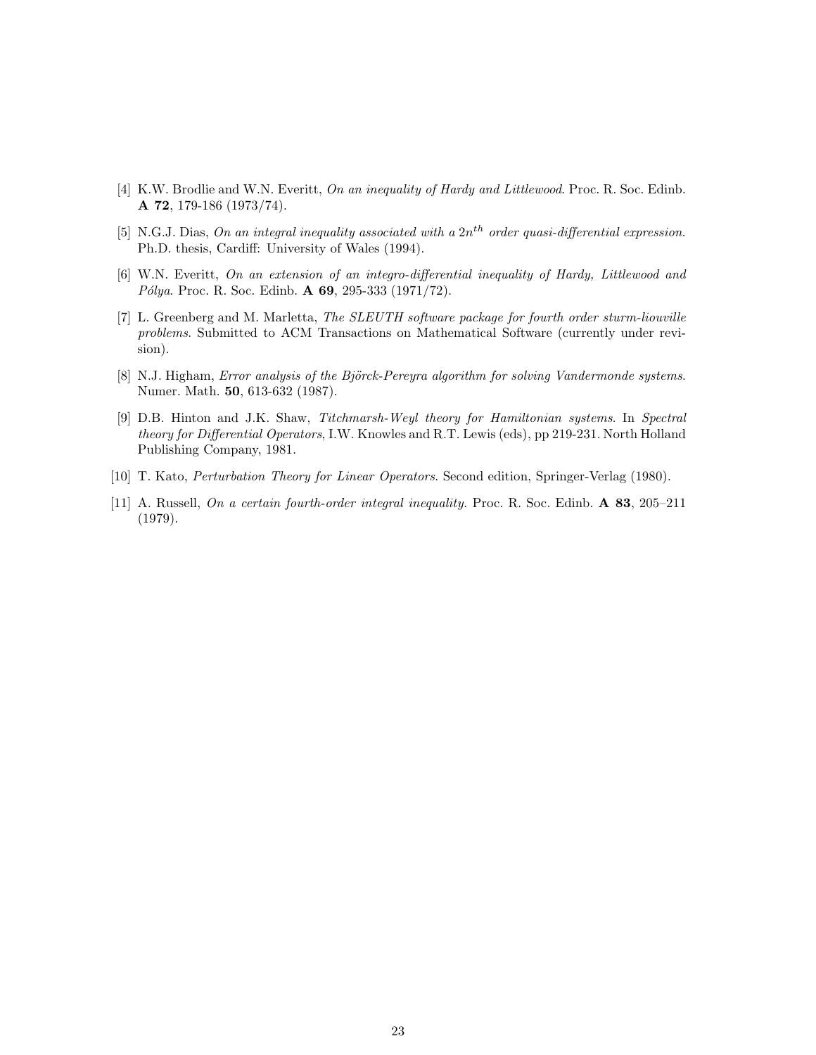[4] K.W. Brodlie and W.N. Everitt, *On an inequality of Hardy and Littlewood*. Proc. R. Soc. Edinb. **A 72**, 179-186 (1973/74).

[5] N.G.J. Dias, *On an integral inequality associated with a $2n^{th}$ order quasi-differential expression*. Ph.D. thesis, Cardiff: University of Wales (1994).

[6] W.N. Everitt, *On an extension of an integro-differential inequality of Hardy, Littlewood and Pólya*. Proc. R. Soc. Edinb. **A 69**, 295-333 (1971/72).

[7] L. Greenberg and M. Marletta, *The SLEUTH software package for fourth order sturm-liouville problems*. Submitted to ACM Transactions on Mathematical Software (currently under revision).

[8] N.J. Higham, *Error analysis of the Björck-Pereyra algorithm for solving Vandermonde systems*. Numer. Math. **50**, 613-632 (1987).

[9] D.B. Hinton and J.K. Shaw, *Titchmarsh-Weyl theory for Hamiltonian systems*. In *Spectral theory for Differential Operators*, I.W. Knowles and R.T. Lewis (eds), pp 219-231. North Holland Publishing Company, 1981.

[10] T. Kato, *Perturbation Theory for Linear Operators*. Second edition, Springer-Verlag (1980).

[11] A. Russell, *On a certain fourth-order integral inequality.* Proc. R. Soc. Edinb. **A 83**, 205–211 (1979).